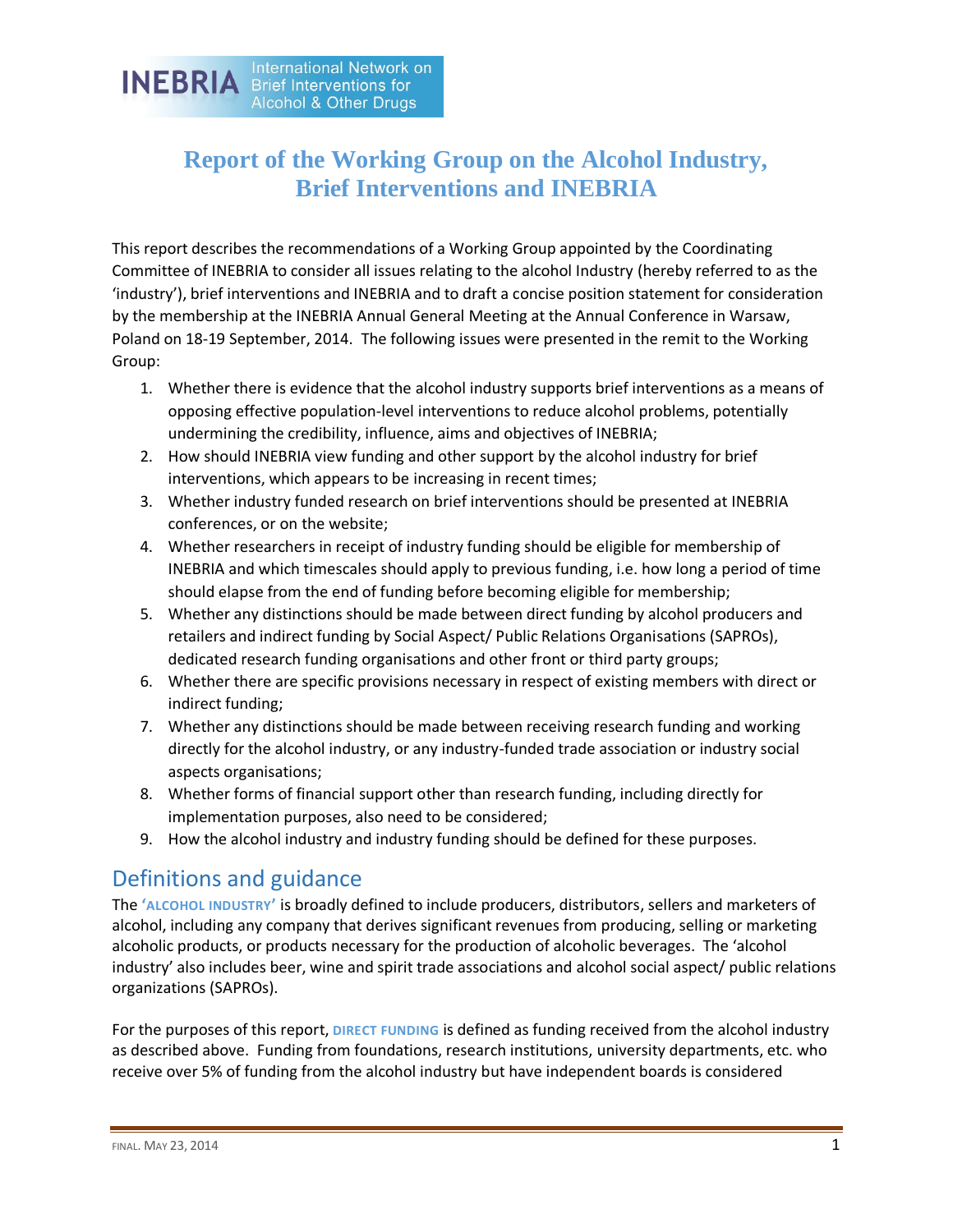INEBRIA International Network on Brief Interventions for Alcohol & Other Drugs

# Report of the Working Group on the Alcohol Industry, Brief Interventions and INEBRIA

This report describes the recommendations of a Working Group appointed by the Coordinating Committee of INEBRIA to consider all issues relating to the alcohol Industry (hereby referred to as the 'industry'), brief interventions and INEBRIA and to draft a concise position statement for consideration by the membership at the INEBRIA Annual General Meeting at the Annual Conference in Warsaw, Poland on 18-19 September, 2014. The following issues were presented in the remit to the Working Group:

1. Whether there is evidence that the alcohol industry supports brief interventions as a means of opposing effective population-level interventions to reduce alcohol problems, potentially undermining the credibility, influence, aims and objectives of INEBRIA;
2. How should INEBRIA view funding and other support by the alcohol industry for brief interventions, which appears to be increasing in recent times;
3. Whether industry funded research on brief interventions should be presented at INEBRIA conferences, or on the website;
4. Whether researchers in receipt of industry funding should be eligible for membership of INEBRIA and which timescales should apply to previous funding, i.e. how long a period of time should elapse from the end of funding before becoming eligible for membership;
5. Whether any distinctions should be made between direct funding by alcohol producers and retailers and indirect funding by Social Aspect/ Public Relations Organisations (SAPROs), dedicated research funding organisations and other front or third party groups;
6. Whether there are specific provisions necessary in respect of existing members with direct or indirect funding;
7. Whether any distinctions should be made between receiving research funding and working directly for the alcohol industry, or any industry-funded trade association or industry social aspects organisations;
8. Whether forms of financial support other than research funding, including directly for implementation purposes, also need to be considered;
9. How the alcohol industry and industry funding should be defined for these purposes.

## Definitions and guidance

The **'ALCOHOL INDUSTRY'** is broadly defined to include producers, distributors, sellers and marketers of alcohol, including any company that derives significant revenues from producing, selling or marketing alcoholic products, or products necessary for the production of alcoholic beverages. The 'alcohol industry' also includes beer, wine and spirit trade associations and alcohol social aspect/ public relations organizations (SAPROs).

For the purposes of this report, **DIRECT FUNDING** is defined as funding received from the alcohol industry as described above. Funding from foundations, research institutions, university departments, etc. who receive over 5% of funding from the alcohol industry but have independent boards is considered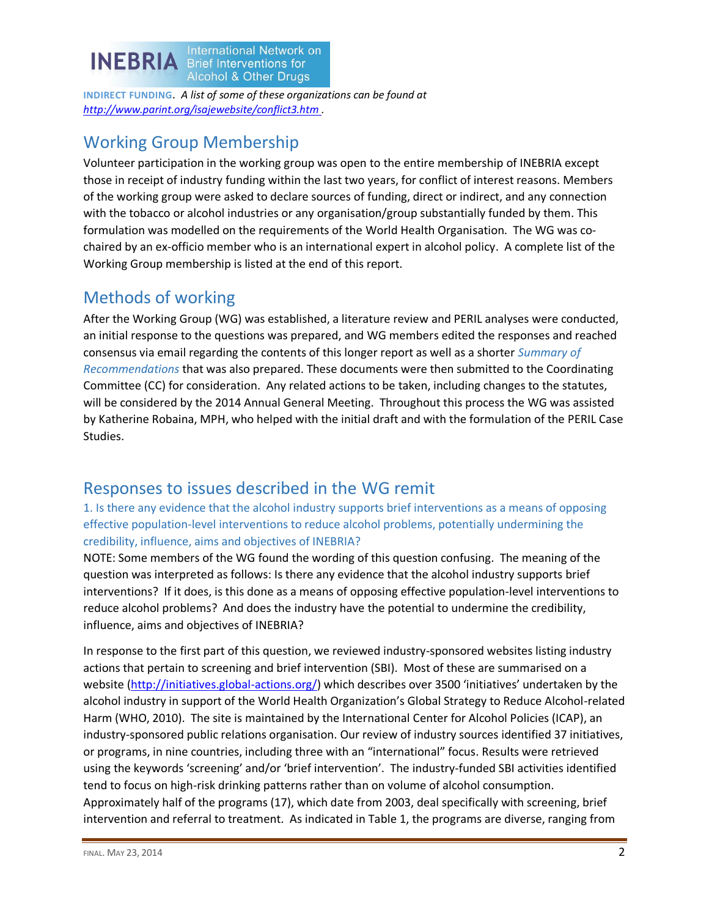**INDIRECT FUNDING**. *A list of some of these organizations can be found at [http://www.parint.org/isajewebsite/conflict3.htm](http://www.parint.org/isajewebsite/conflict3.htm) .*

## Working Group Membership

Volunteer participation in the working group was open to the entire membership of INEBRIA except those in receipt of industry funding within the last two years, for conflict of interest reasons. Members of the working group were asked to declare sources of funding, direct or indirect, and any connection with the tobacco or alcohol industries or any organisation/group substantially funded by them. This formulation was modelled on the requirements of the World Health Organisation. The WG was co-chaired by an ex-officio member who is an international expert in alcohol policy. A complete list of the Working Group membership is listed at the end of this report.

## Methods of working

After the Working Group (WG) was established, a literature review and PERIL analyses were conducted, an initial response to the questions was prepared, and WG members edited the responses and reached consensus via email regarding the contents of this longer report as well as a shorter *Summary of Recommendations* that was also prepared. These documents were then submitted to the Coordinating Committee (CC) for consideration. Any related actions to be taken, including changes to the statutes, will be considered by the 2014 Annual General Meeting. Throughout this process the WG was assisted by Katherine Robaina, MPH, who helped with the initial draft and with the formulation of the PERIL Case Studies.

## Responses to issues described in the WG remit

### 1. Is there any evidence that the alcohol industry supports brief interventions as a means of opposing effective population-level interventions to reduce alcohol problems, potentially undermining the credibility, influence, aims and objectives of INEBRIA?

NOTE: Some members of the WG found the wording of this question confusing. The meaning of the question was interpreted as follows: Is there any evidence that the alcohol industry supports brief interventions? If it does, is this done as a means of opposing effective population-level interventions to reduce alcohol problems? And does the industry have the potential to undermine the credibility, influence, aims and objectives of INEBRIA?

In response to the first part of this question, we reviewed industry-sponsored websites listing industry actions that pertain to screening and brief intervention (SBI). Most of these are summarised on a website ([http://initiatives.global-actions.org/](http://initiatives.global-actions.org/)) which describes over 3500 'initiatives' undertaken by the alcohol industry in support of the World Health Organization's Global Strategy to Reduce Alcohol-related Harm (WHO, 2010). The site is maintained by the International Center for Alcohol Policies (ICAP), an industry-sponsored public relations organisation. Our review of industry sources identified 37 initiatives, or programs, in nine countries, including three with an "international" focus. Results were retrieved using the keywords 'screening' and/or 'brief intervention'. The industry-funded SBI activities identified tend to focus on high-risk drinking patterns rather than on volume of alcohol consumption. Approximately half of the programs (17), which date from 2003, deal specifically with screening, brief intervention and referral to treatment. As indicated in Table 1, the programs are diverse, ranging from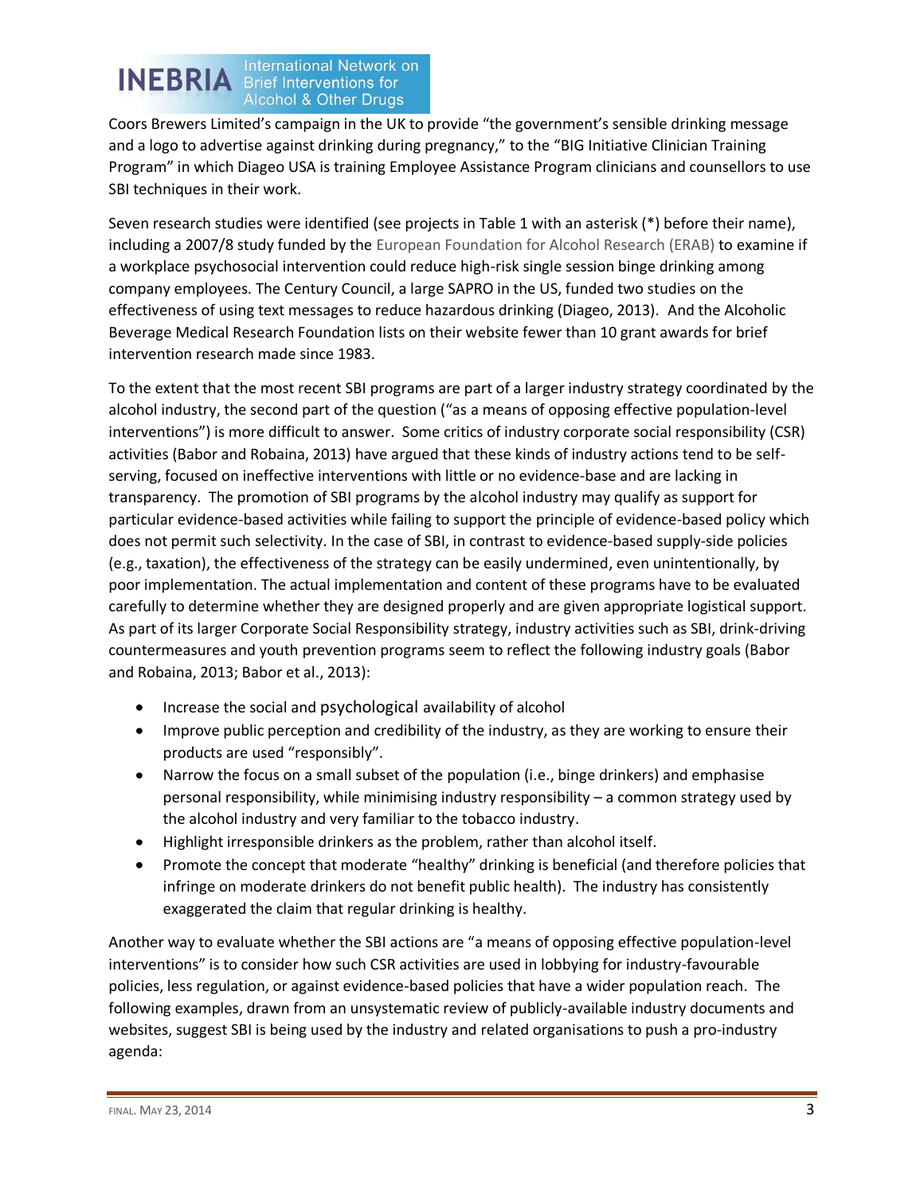Coors Brewers Limited's campaign in the UK to provide "the government's sensible drinking message and a logo to advertise against drinking during pregnancy," to the "BIG Initiative Clinician Training Program" in which Diageo USA is training Employee Assistance Program clinicians and counsellors to use SBI techniques in their work.

Seven research studies were identified (see projects in Table 1 with an asterisk (*) before their name), including a 2007/8 study funded by the European Foundation for Alcohol Research (ERAB) to examine if a workplace psychosocial intervention could reduce high-risk single session binge drinking among company employees. The Century Council, a large SAPRO in the US, funded two studies on the effectiveness of using text messages to reduce hazardous drinking (Diageo, 2013). And the Alcoholic Beverage Medical Research Foundation lists on their website fewer than 10 grant awards for brief intervention research made since 1983.

To the extent that the most recent SBI programs are part of a larger industry strategy coordinated by the alcohol industry, the second part of the question ("as a means of opposing effective population-level interventions") is more difficult to answer. Some critics of industry corporate social responsibility (CSR) activities (Babor and Robaina, 2013) have argued that these kinds of industry actions tend to be self-serving, focused on ineffective interventions with little or no evidence-base and are lacking in transparency. The promotion of SBI programs by the alcohol industry may qualify as support for particular evidence-based activities while failing to support the principle of evidence-based policy which does not permit such selectivity. In the case of SBI, in contrast to evidence-based supply-side policies (e.g., taxation), the effectiveness of the strategy can be easily undermined, even unintentionally, by poor implementation. The actual implementation and content of these programs have to be evaluated carefully to determine whether they are designed properly and are given appropriate logistical support. As part of its larger Corporate Social Responsibility strategy, industry activities such as SBI, drink-driving countermeasures and youth prevention programs seem to reflect the following industry goals (Babor and Robaina, 2013; Babor et al., 2013):

- Increase the social and psychological availability of alcohol
- Improve public perception and credibility of the industry, as they are working to ensure their products are used "responsibly".
- Narrow the focus on a small subset of the population (i.e., binge drinkers) and emphasise personal responsibility, while minimising industry responsibility – a common strategy used by the alcohol industry and very familiar to the tobacco industry.
- Highlight irresponsible drinkers as the problem, rather than alcohol itself.
- Promote the concept that moderate "healthy" drinking is beneficial (and therefore policies that infringe on moderate drinkers do not benefit public health). The industry has consistently exaggerated the claim that regular drinking is healthy.

Another way to evaluate whether the SBI actions are "a means of opposing effective population-level interventions" is to consider how such CSR activities are used in lobbying for industry-favourable policies, less regulation, or against evidence-based policies that have a wider population reach. The following examples, drawn from an unsystematic review of publicly-available industry documents and websites, suggest SBI is being used by the industry and related organisations to push a pro-industry agenda: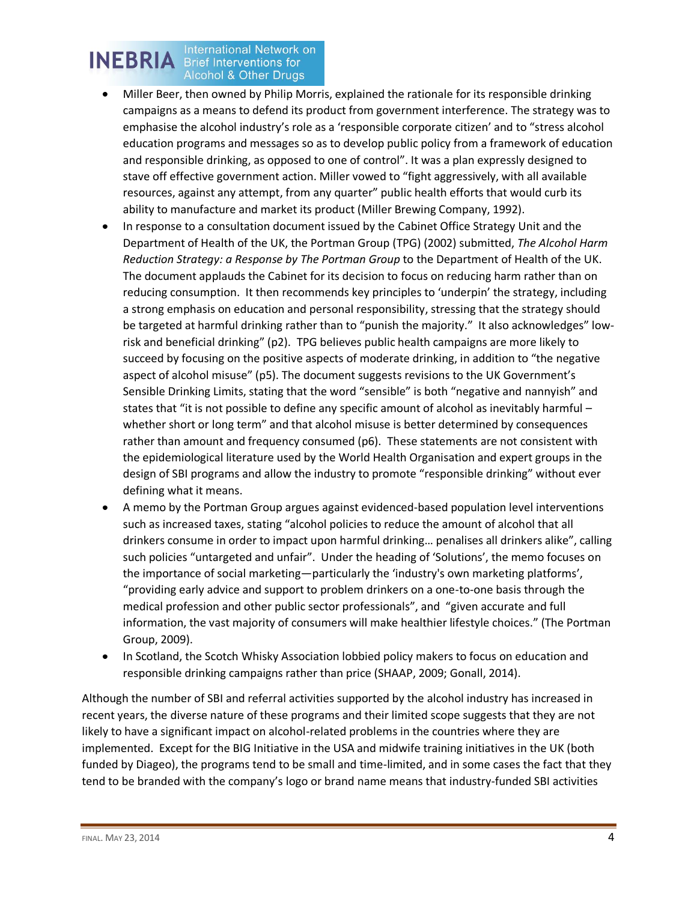- Miller Beer, then owned by Philip Morris, explained the rationale for its responsible drinking campaigns as a means to defend its product from government interference. The strategy was to emphasise the alcohol industry's role as a 'responsible corporate citizen' and to "stress alcohol education programs and messages so as to develop public policy from a framework of education and responsible drinking, as opposed to one of control". It was a plan expressly designed to stave off effective government action. Miller vowed to "fight aggressively, with all available resources, against any attempt, from any quarter" public health efforts that would curb its ability to manufacture and market its product (Miller Brewing Company, 1992).
- In response to a consultation document issued by the Cabinet Office Strategy Unit and the Department of Health of the UK, the Portman Group (TPG) (2002) submitted, *The Alcohol Harm Reduction Strategy: a Response by The Portman Group* to the Department of Health of the UK. The document applauds the Cabinet for its decision to focus on reducing harm rather than on reducing consumption. It then recommends key principles to 'underpin' the strategy, including a strong emphasis on education and personal responsibility, stressing that the strategy should be targeted at harmful drinking rather than to "punish the majority." It also acknowledges" low-risk and beneficial drinking" (p2). TPG believes public health campaigns are more likely to succeed by focusing on the positive aspects of moderate drinking, in addition to "the negative aspect of alcohol misuse" (p5). The document suggests revisions to the UK Government's Sensible Drinking Limits, stating that the word "sensible" is both "negative and nannyish" and states that "it is not possible to define any specific amount of alcohol as inevitably harmful – whether short or long term" and that alcohol misuse is better determined by consequences rather than amount and frequency consumed (p6). These statements are not consistent with the epidemiological literature used by the World Health Organisation and expert groups in the design of SBI programs and allow the industry to promote "responsible drinking" without ever defining what it means.
- A memo by the Portman Group argues against evidenced-based population level interventions such as increased taxes, stating "alcohol policies to reduce the amount of alcohol that all drinkers consume in order to impact upon harmful drinking… penalises all drinkers alike", calling such policies "untargeted and unfair". Under the heading of 'Solutions', the memo focuses on the importance of social marketing—particularly the 'industry's own marketing platforms', "providing early advice and support to problem drinkers on a one-to-one basis through the medical profession and other public sector professionals", and "given accurate and full information, the vast majority of consumers will make healthier lifestyle choices." (The Portman Group, 2009).
- In Scotland, the Scotch Whisky Association lobbied policy makers to focus on education and responsible drinking campaigns rather than price (SHAAP, 2009; Gonall, 2014).

Although the number of SBI and referral activities supported by the alcohol industry has increased in recent years, the diverse nature of these programs and their limited scope suggests that they are not likely to have a significant impact on alcohol-related problems in the countries where they are implemented. Except for the BIG Initiative in the USA and midwife training initiatives in the UK (both funded by Diageo), the programs tend to be small and time-limited, and in some cases the fact that they tend to be branded with the company's logo or brand name means that industry-funded SBI activities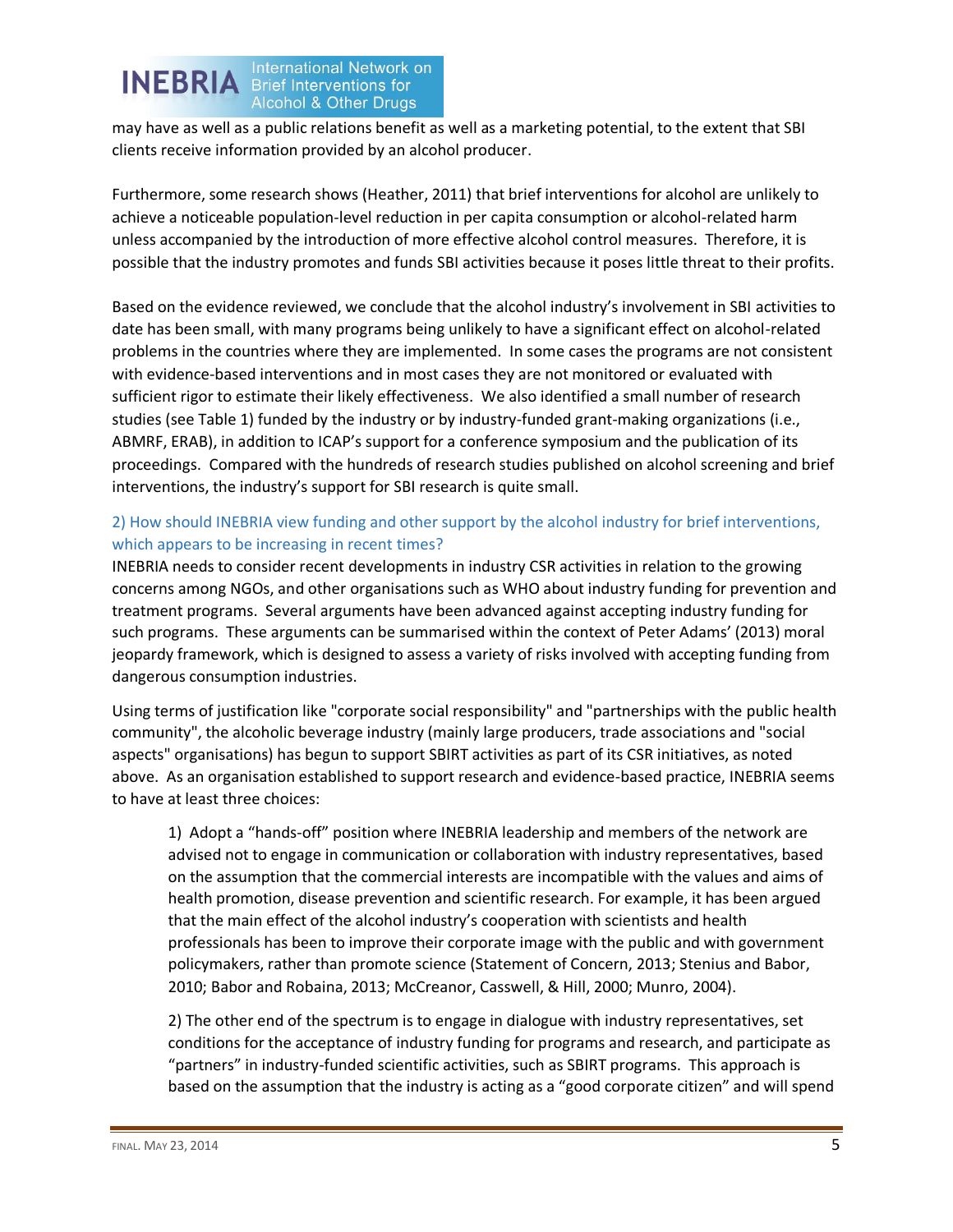may have as well as a public relations benefit as well as a marketing potential, to the extent that SBI clients receive information provided by an alcohol producer.

Furthermore, some research shows (Heather, 2011) that brief interventions for alcohol are unlikely to achieve a noticeable population-level reduction in per capita consumption or alcohol-related harm unless accompanied by the introduction of more effective alcohol control measures. Therefore, it is possible that the industry promotes and funds SBI activities because it poses little threat to their profits.

Based on the evidence reviewed, we conclude that the alcohol industry's involvement in SBI activities to date has been small, with many programs being unlikely to have a significant effect on alcohol-related problems in the countries where they are implemented. In some cases the programs are not consistent with evidence-based interventions and in most cases they are not monitored or evaluated with sufficient rigor to estimate their likely effectiveness. We also identified a small number of research studies (see Table 1) funded by the industry or by industry-funded grant-making organizations (i.e., ABMRF, ERAB), in addition to ICAP's support for a conference symposium and the publication of its proceedings. Compared with the hundreds of research studies published on alcohol screening and brief interventions, the industry's support for SBI research is quite small.

### 2) How should INEBRIA view funding and other support by the alcohol industry for brief interventions, which appears to be increasing in recent times?

INEBRIA needs to consider recent developments in industry CSR activities in relation to the growing concerns among NGOs, and other organisations such as WHO about industry funding for prevention and treatment programs. Several arguments have been advanced against accepting industry funding for such programs. These arguments can be summarised within the context of Peter Adams' (2013) moral jeopardy framework, which is designed to assess a variety of risks involved with accepting funding from dangerous consumption industries.

Using terms of justification like "corporate social responsibility" and "partnerships with the public health community", the alcoholic beverage industry (mainly large producers, trade associations and "social aspects" organisations) has begun to support SBIRT activities as part of its CSR initiatives, as noted above. As an organisation established to support research and evidence-based practice, INEBRIA seems to have at least three choices:

> 1) Adopt a "hands-off" position where INEBRIA leadership and members of the network are advised not to engage in communication or collaboration with industry representatives, based on the assumption that the commercial interests are incompatible with the values and aims of health promotion, disease prevention and scientific research. For example, it has been argued that the main effect of the alcohol industry's cooperation with scientists and health professionals has been to improve their corporate image with the public and with government policymakers, rather than promote science (Statement of Concern, 2013; Stenius and Babor, 2010; Babor and Robaina, 2013; McCreanor, Casswell, & Hill, 2000; Munro, 2004).
>
> 2) The other end of the spectrum is to engage in dialogue with industry representatives, set conditions for the acceptance of industry funding for programs and research, and participate as "partners" in industry-funded scientific activities, such as SBIRT programs. This approach is based on the assumption that the industry is acting as a "good corporate citizen" and will spend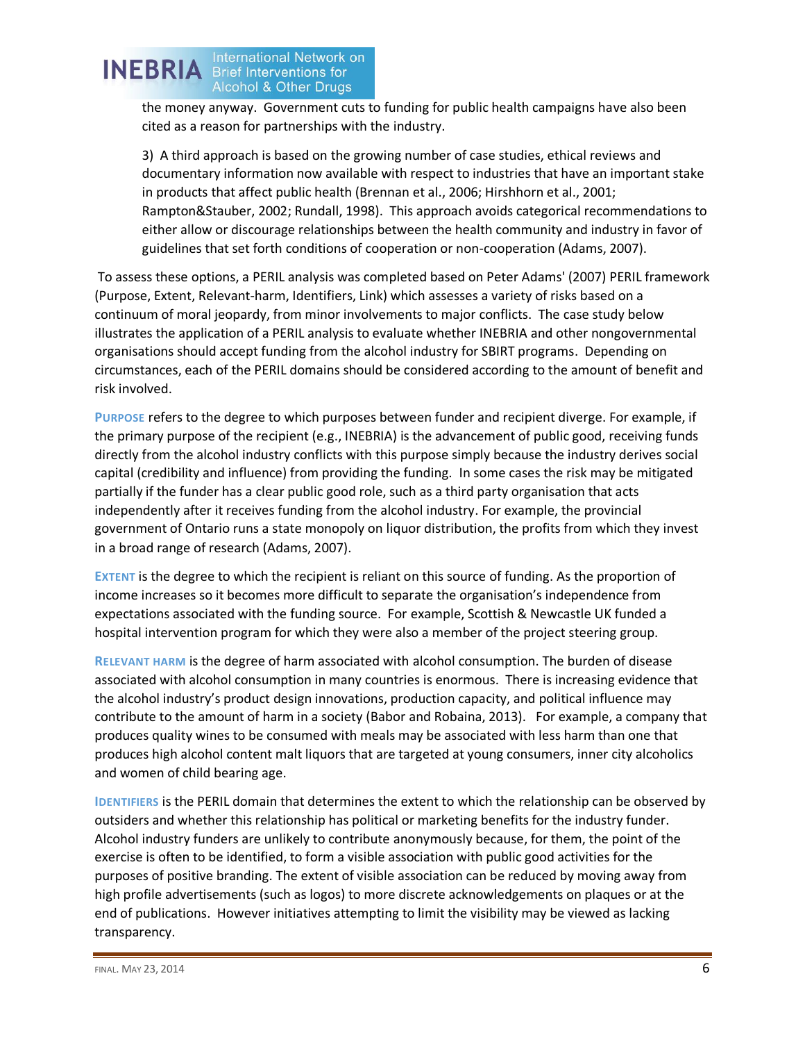the money anyway. Government cuts to funding for public health campaigns have also been cited as a reason for partnerships with the industry.

3) A third approach is based on the growing number of case studies, ethical reviews and documentary information now available with respect to industries that have an important stake in products that affect public health (Brennan et al., 2006; Hirshhorn et al., 2001; Rampton&Stauber, 2002; Rundall, 1998). This approach avoids categorical recommendations to either allow or discourage relationships between the health community and industry in favor of guidelines that set forth conditions of cooperation or non-cooperation (Adams, 2007).

To assess these options, a PERIL analysis was completed based on Peter Adams' (2007) PERIL framework (Purpose, Extent, Relevant-harm, Identifiers, Link) which assesses a variety of risks based on a continuum of moral jeopardy, from minor involvements to major conflicts. The case study below illustrates the application of a PERIL analysis to evaluate whether INEBRIA and other nongovernmental organisations should accept funding from the alcohol industry for SBIRT programs. Depending on circumstances, each of the PERIL domains should be considered according to the amount of benefit and risk involved.

**PURPOSE** refers to the degree to which purposes between funder and recipient diverge. For example, if the primary purpose of the recipient (e.g., INEBRIA) is the advancement of public good, receiving funds directly from the alcohol industry conflicts with this purpose simply because the industry derives social capital (credibility and influence) from providing the funding. In some cases the risk may be mitigated partially if the funder has a clear public good role, such as a third party organisation that acts independently after it receives funding from the alcohol industry. For example, the provincial government of Ontario runs a state monopoly on liquor distribution, the profits from which they invest in a broad range of research (Adams, 2007).

**EXTENT** is the degree to which the recipient is reliant on this source of funding. As the proportion of income increases so it becomes more difficult to separate the organisation's independence from expectations associated with the funding source. For example, Scottish & Newcastle UK funded a hospital intervention program for which they were also a member of the project steering group.

**RELEVANT HARM** is the degree of harm associated with alcohol consumption. The burden of disease associated with alcohol consumption in many countries is enormous. There is increasing evidence that the alcohol industry's product design innovations, production capacity, and political influence may contribute to the amount of harm in a society (Babor and Robaina, 2013). For example, a company that produces quality wines to be consumed with meals may be associated with less harm than one that produces high alcohol content malt liquors that are targeted at young consumers, inner city alcoholics and women of child bearing age.

**IDENTIFIERS** is the PERIL domain that determines the extent to which the relationship can be observed by outsiders and whether this relationship has political or marketing benefits for the industry funder. Alcohol industry funders are unlikely to contribute anonymously because, for them, the point of the exercise is often to be identified, to form a visible association with public good activities for the purposes of positive branding. The extent of visible association can be reduced by moving away from high profile advertisements (such as logos) to more discrete acknowledgements on plaques or at the end of publications. However initiatives attempting to limit the visibility may be viewed as lacking transparency.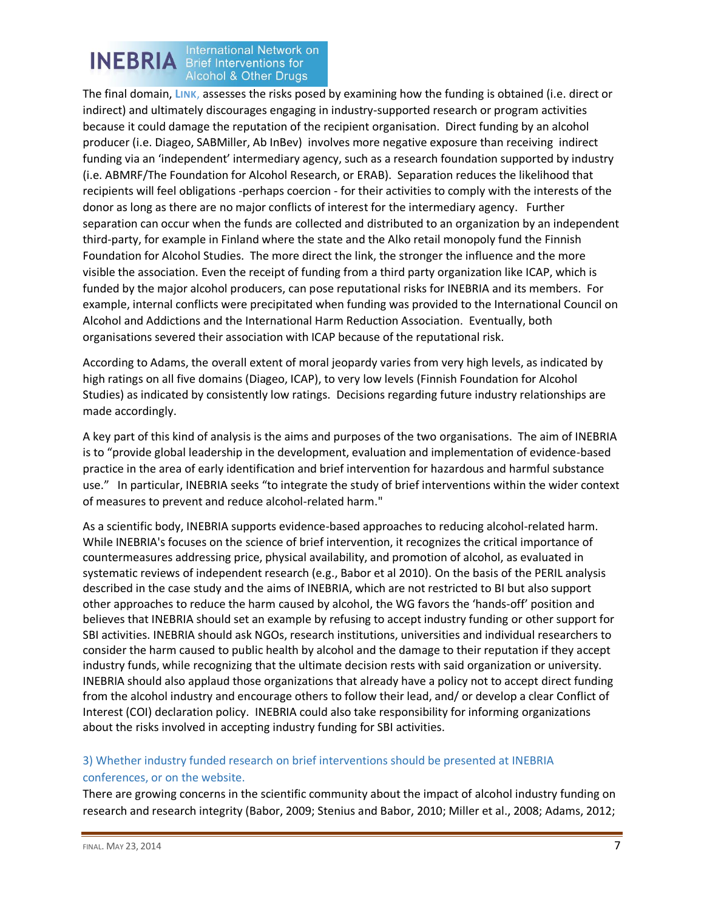The final domain, **LINK**, assesses the risks posed by examining how the funding is obtained (i.e. direct or indirect) and ultimately discourages engaging in industry-supported research or program activities because it could damage the reputation of the recipient organisation. Direct funding by an alcohol producer (i.e. Diageo, SABMiller, Ab InBev) involves more negative exposure than receiving indirect funding via an 'independent' intermediary agency, such as a research foundation supported by industry (i.e. ABMRF/The Foundation for Alcohol Research, or ERAB). Separation reduces the likelihood that recipients will feel obligations -perhaps coercion - for their activities to comply with the interests of the donor as long as there are no major conflicts of interest for the intermediary agency. Further separation can occur when the funds are collected and distributed to an organization by an independent third-party, for example in Finland where the state and the Alko retail monopoly fund the Finnish Foundation for Alcohol Studies. The more direct the link, the stronger the influence and the more visible the association. Even the receipt of funding from a third party organization like ICAP, which is funded by the major alcohol producers, can pose reputational risks for INEBRIA and its members. For example, internal conflicts were precipitated when funding was provided to the International Council on Alcohol and Addictions and the International Harm Reduction Association. Eventually, both organisations severed their association with ICAP because of the reputational risk.

According to Adams, the overall extent of moral jeopardy varies from very high levels, as indicated by high ratings on all five domains (Diageo, ICAP), to very low levels (Finnish Foundation for Alcohol Studies) as indicated by consistently low ratings. Decisions regarding future industry relationships are made accordingly.

A key part of this kind of analysis is the aims and purposes of the two organisations. The aim of INEBRIA is to "provide global leadership in the development, evaluation and implementation of evidence-based practice in the area of early identification and brief intervention for hazardous and harmful substance use." In particular, INEBRIA seeks "to integrate the study of brief interventions within the wider context of measures to prevent and reduce alcohol-related harm."

As a scientific body, INEBRIA supports evidence-based approaches to reducing alcohol-related harm. While INEBRIA's focuses on the science of brief intervention, it recognizes the critical importance of countermeasures addressing price, physical availability, and promotion of alcohol, as evaluated in systematic reviews of independent research (e.g., Babor et al 2010). On the basis of the PERIL analysis described in the case study and the aims of INEBRIA, which are not restricted to BI but also support other approaches to reduce the harm caused by alcohol, the WG favors the 'hands-off' position and believes that INEBRIA should set an example by refusing to accept industry funding or other support for SBI activities. INEBRIA should ask NGOs, research institutions, universities and individual researchers to consider the harm caused to public health by alcohol and the damage to their reputation if they accept industry funds, while recognizing that the ultimate decision rests with said organization or university. INEBRIA should also applaud those organizations that already have a policy not to accept direct funding from the alcohol industry and encourage others to follow their lead, and/ or develop a clear Conflict of Interest (COI) declaration policy. INEBRIA could also take responsibility for informing organizations about the risks involved in accepting industry funding for SBI activities.

### 3) Whether industry funded research on brief interventions should be presented at INEBRIA conferences, or on the website.

There are growing concerns in the scientific community about the impact of alcohol industry funding on research and research integrity (Babor, 2009; Stenius and Babor, 2010; Miller et al., 2008; Adams, 2012;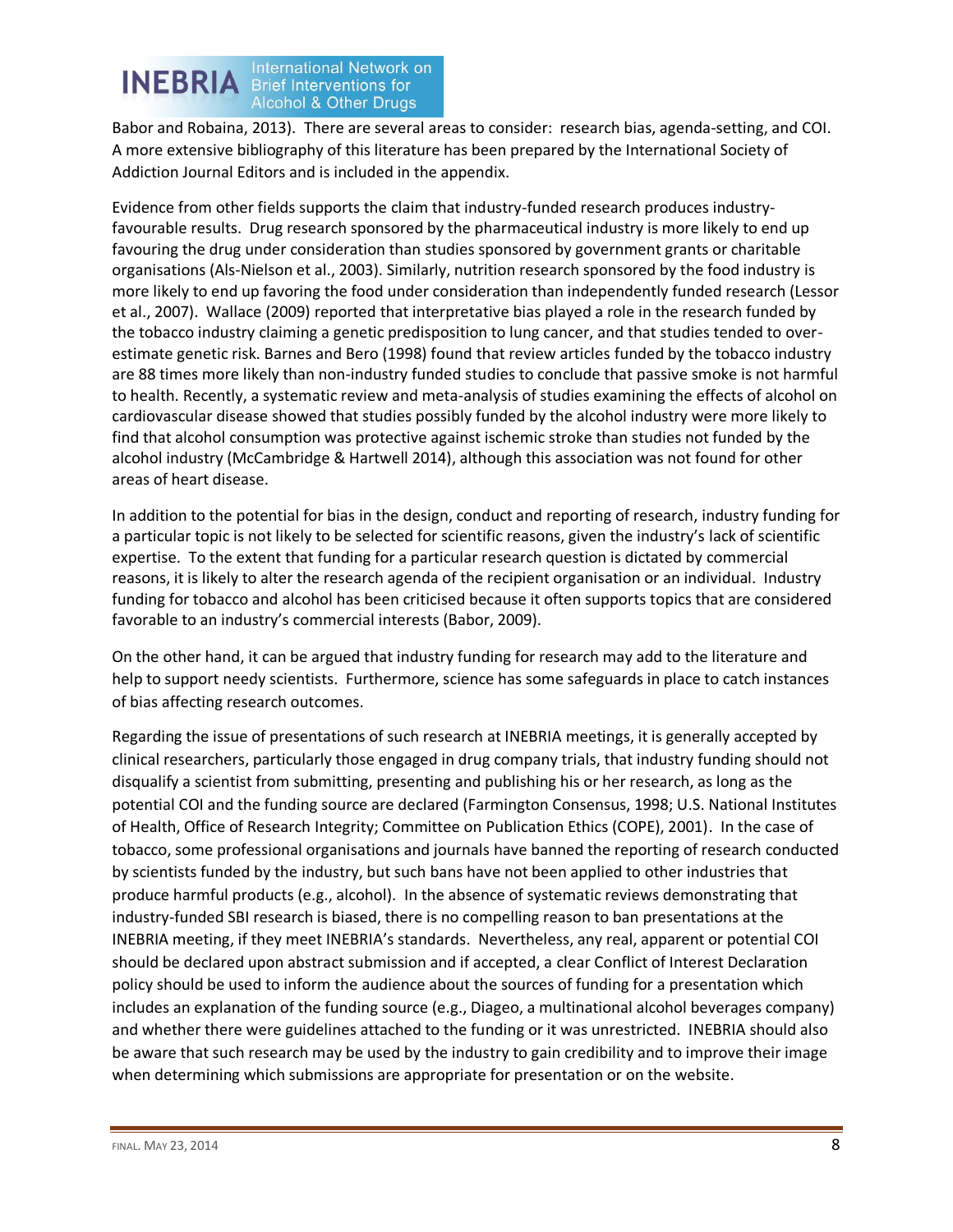Babor and Robaina, 2013). There are several areas to consider: research bias, agenda-setting, and COI. A more extensive bibliography of this literature has been prepared by the International Society of Addiction Journal Editors and is included in the appendix.

Evidence from other fields supports the claim that industry-funded research produces industry-favourable results. Drug research sponsored by the pharmaceutical industry is more likely to end up favouring the drug under consideration than studies sponsored by government grants or charitable organisations (Als-Nielson et al., 2003). Similarly, nutrition research sponsored by the food industry is more likely to end up favoring the food under consideration than independently funded research (Lessor et al., 2007). Wallace (2009) reported that interpretative bias played a role in the research funded by the tobacco industry claiming a genetic predisposition to lung cancer, and that studies tended to over-estimate genetic risk. Barnes and Bero (1998) found that review articles funded by the tobacco industry are 88 times more likely than non-industry funded studies to conclude that passive smoke is not harmful to health. Recently, a systematic review and meta-analysis of studies examining the effects of alcohol on cardiovascular disease showed that studies possibly funded by the alcohol industry were more likely to find that alcohol consumption was protective against ischemic stroke than studies not funded by the alcohol industry (McCambridge & Hartwell 2014), although this association was not found for other areas of heart disease.

In addition to the potential for bias in the design, conduct and reporting of research, industry funding for a particular topic is not likely to be selected for scientific reasons, given the industry's lack of scientific expertise. To the extent that funding for a particular research question is dictated by commercial reasons, it is likely to alter the research agenda of the recipient organisation or an individual. Industry funding for tobacco and alcohol has been criticised because it often supports topics that are considered favorable to an industry's commercial interests (Babor, 2009).

On the other hand, it can be argued that industry funding for research may add to the literature and help to support needy scientists. Furthermore, science has some safeguards in place to catch instances of bias affecting research outcomes.

Regarding the issue of presentations of such research at INEBRIA meetings, it is generally accepted by clinical researchers, particularly those engaged in drug company trials, that industry funding should not disqualify a scientist from submitting, presenting and publishing his or her research, as long as the potential COI and the funding source are declared (Farmington Consensus, 1998; U.S. National Institutes of Health, Office of Research Integrity; Committee on Publication Ethics (COPE), 2001). In the case of tobacco, some professional organisations and journals have banned the reporting of research conducted by scientists funded by the industry, but such bans have not been applied to other industries that produce harmful products (e.g., alcohol). In the absence of systematic reviews demonstrating that industry-funded SBI research is biased, there is no compelling reason to ban presentations at the INEBRIA meeting, if they meet INEBRIA's standards. Nevertheless, any real, apparent or potential COI should be declared upon abstract submission and if accepted, a clear Conflict of Interest Declaration policy should be used to inform the audience about the sources of funding for a presentation which includes an explanation of the funding source (e.g., Diageo, a multinational alcohol beverages company) and whether there were guidelines attached to the funding or it was unrestricted. INEBRIA should also be aware that such research may be used by the industry to gain credibility and to improve their image when determining which submissions are appropriate for presentation or on the website.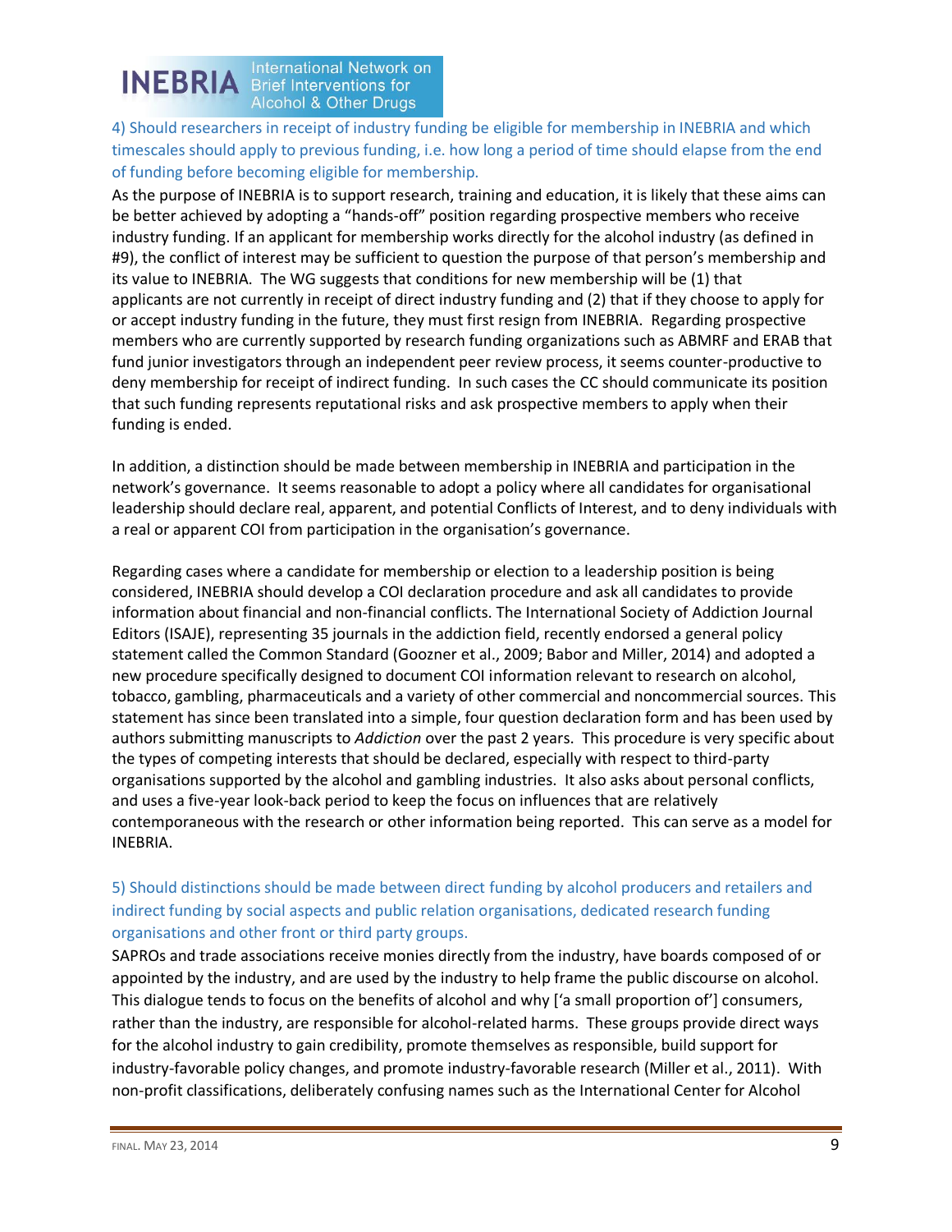### 4) Should researchers in receipt of industry funding be eligible for membership in INEBRIA and which timescales should apply to previous funding, i.e. how long a period of time should elapse from the end of funding before becoming eligible for membership.

As the purpose of INEBRIA is to support research, training and education, it is likely that these aims can be better achieved by adopting a "hands-off" position regarding prospective members who receive industry funding. If an applicant for membership works directly for the alcohol industry (as defined in #9), the conflict of interest may be sufficient to question the purpose of that person's membership and its value to INEBRIA. The WG suggests that conditions for new membership will be (1) that applicants are not currently in receipt of direct industry funding and (2) that if they choose to apply for or accept industry funding in the future, they must first resign from INEBRIA. Regarding prospective members who are currently supported by research funding organizations such as ABMRF and ERAB that fund junior investigators through an independent peer review process, it seems counter-productive to deny membership for receipt of indirect funding. In such cases the CC should communicate its position that such funding represents reputational risks and ask prospective members to apply when their funding is ended.

In addition, a distinction should be made between membership in INEBRIA and participation in the network's governance. It seems reasonable to adopt a policy where all candidates for organisational leadership should declare real, apparent, and potential Conflicts of Interest, and to deny individuals with a real or apparent COI from participation in the organisation's governance.

Regarding cases where a candidate for membership or election to a leadership position is being considered, INEBRIA should develop a COI declaration procedure and ask all candidates to provide information about financial and non-financial conflicts. The International Society of Addiction Journal Editors (ISAJE), representing 35 journals in the addiction field, recently endorsed a general policy statement called the Common Standard (Goozner et al., 2009; Babor and Miller, 2014) and adopted a new procedure specifically designed to document COI information relevant to research on alcohol, tobacco, gambling, pharmaceuticals and a variety of other commercial and noncommercial sources. This statement has since been translated into a simple, four question declaration form and has been used by authors submitting manuscripts to *Addiction* over the past 2 years. This procedure is very specific about the types of competing interests that should be declared, especially with respect to third-party organisations supported by the alcohol and gambling industries. It also asks about personal conflicts, and uses a five-year look-back period to keep the focus on influences that are relatively contemporaneous with the research or other information being reported. This can serve as a model for INEBRIA.

### 5) Should distinctions should be made between direct funding by alcohol producers and retailers and indirect funding by social aspects and public relation organisations, dedicated research funding organisations and other front or third party groups.

SAPROs and trade associations receive monies directly from the industry, have boards composed of or appointed by the industry, and are used by the industry to help frame the public discourse on alcohol. This dialogue tends to focus on the benefits of alcohol and why ['a small proportion of'] consumers, rather than the industry, are responsible for alcohol-related harms. These groups provide direct ways for the alcohol industry to gain credibility, promote themselves as responsible, build support for industry-favorable policy changes, and promote industry-favorable research (Miller et al., 2011). With non-profit classifications, deliberately confusing names such as the International Center for Alcohol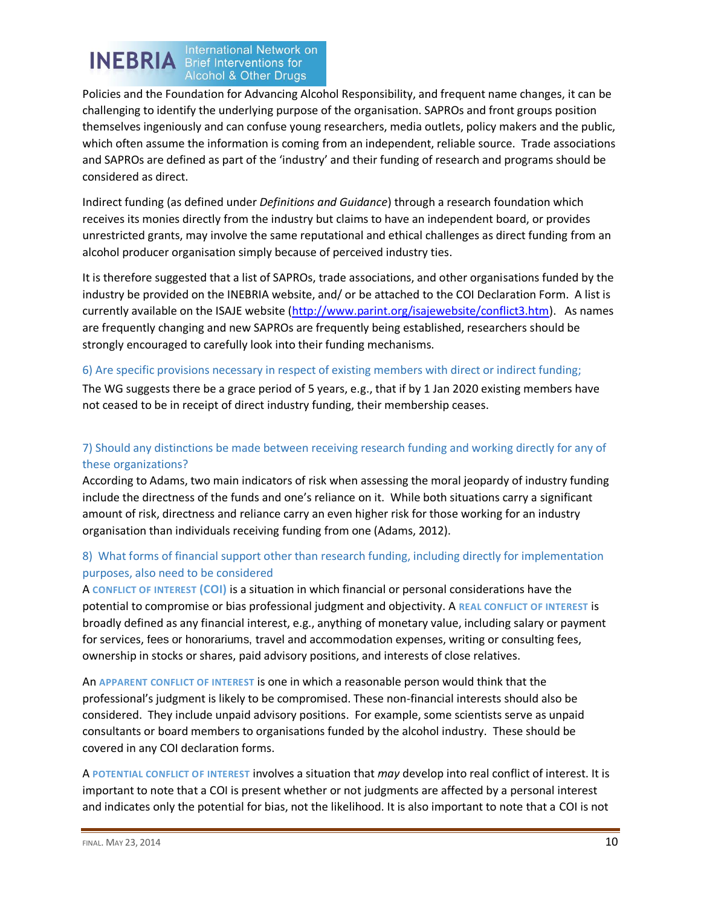Policies and the Foundation for Advancing Alcohol Responsibility, and frequent name changes, it can be challenging to identify the underlying purpose of the organisation. SAPROs and front groups position themselves ingeniously and can confuse young researchers, media outlets, policy makers and the public, which often assume the information is coming from an independent, reliable source. Trade associations and SAPROs are defined as part of the 'industry' and their funding of research and programs should be considered as direct.

Indirect funding (as defined under *Definitions and Guidance*) through a research foundation which receives its monies directly from the industry but claims to have an independent board, or provides unrestricted grants, may involve the same reputational and ethical challenges as direct funding from an alcohol producer organisation simply because of perceived industry ties.

It is therefore suggested that a list of SAPROs, trade associations, and other organisations funded by the industry be provided on the INEBRIA website, and/ or be attached to the COI Declaration Form. A list is currently available on the ISAJE website (http://www.parint.org/isajewebsite/conflict3.htm). As names are frequently changing and new SAPROs are frequently being established, researchers should be strongly encouraged to carefully look into their funding mechanisms.

### 6) Are specific provisions necessary in respect of existing members with direct or indirect funding;

The WG suggests there be a grace period of 5 years, e.g., that if by 1 Jan 2020 existing members have not ceased to be in receipt of direct industry funding, their membership ceases.

### 7) Should any distinctions be made between receiving research funding and working directly for any of these organizations?

According to Adams, two main indicators of risk when assessing the moral jeopardy of industry funding include the directness of the funds and one's reliance on it. While both situations carry a significant amount of risk, directness and reliance carry an even higher risk for those working for an industry organisation than individuals receiving funding from one (Adams, 2012).

### 8) What forms of financial support other than research funding, including directly for implementation purposes, also need to be considered

A **CONFLICT OF INTEREST (COI)** is a situation in which financial or personal considerations have the potential to compromise or bias professional judgment and objectivity. A **REAL CONFLICT OF INTEREST** is broadly defined as any financial interest, e.g., anything of monetary value, including salary or payment for services, fees or honorariums, travel and accommodation expenses, writing or consulting fees, ownership in stocks or shares, paid advisory positions, and interests of close relatives.

An **APPARENT CONFLICT OF INTEREST** is one in which a reasonable person would think that the professional's judgment is likely to be compromised. These non-financial interests should also be considered. They include unpaid advisory positions. For example, some scientists serve as unpaid consultants or board members to organisations funded by the alcohol industry. These should be covered in any COI declaration forms.

A **POTENTIAL CONFLICT OF INTEREST** involves a situation that *may* develop into real conflict of interest. It is important to note that a COI is present whether or not judgments are affected by a personal interest and indicates only the potential for bias, not the likelihood. It is also important to note that a COI is not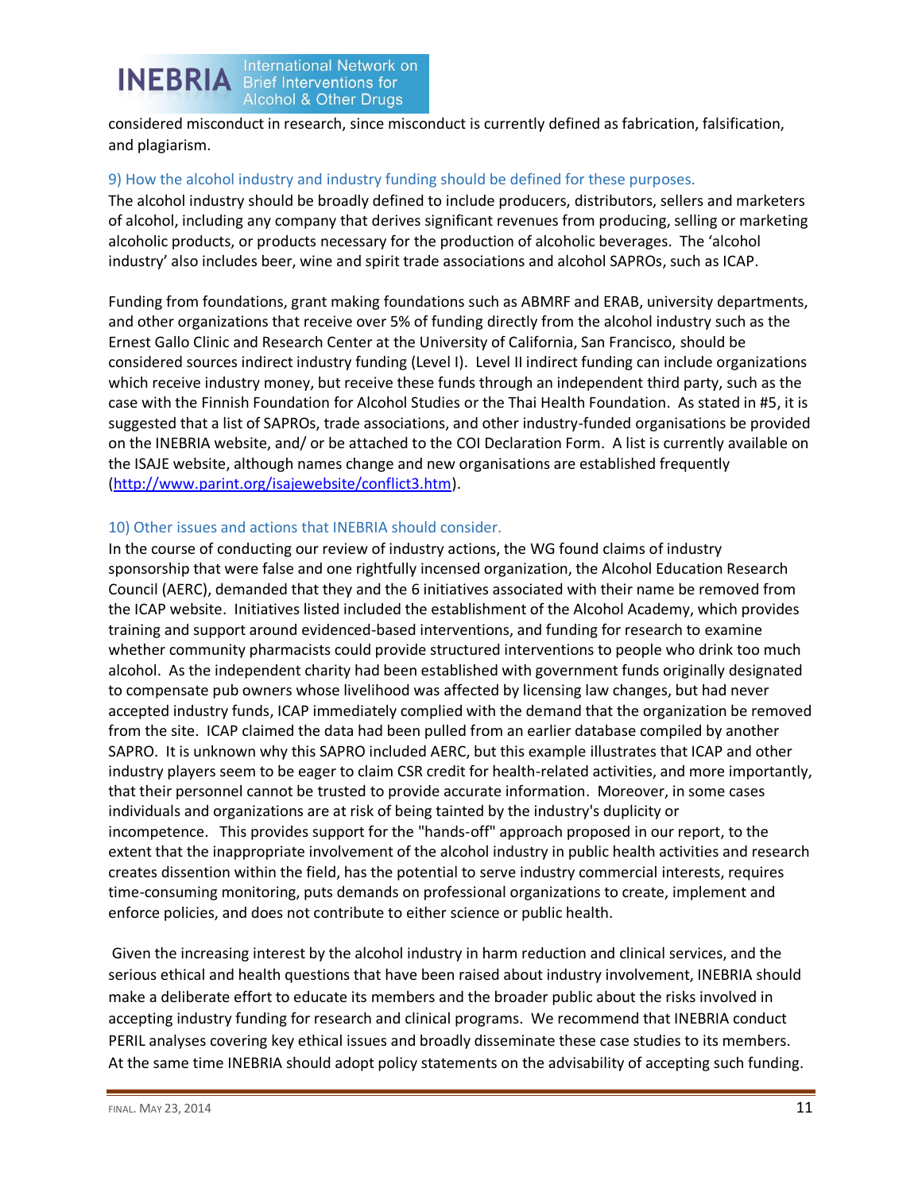considered misconduct in research, since misconduct is currently defined as fabrication, falsification, and plagiarism.

### 9) How the alcohol industry and industry funding should be defined for these purposes.

The alcohol industry should be broadly defined to include producers, distributors, sellers and marketers of alcohol, including any company that derives significant revenues from producing, selling or marketing alcoholic products, or products necessary for the production of alcoholic beverages. The 'alcohol industry' also includes beer, wine and spirit trade associations and alcohol SAPROs, such as ICAP.

Funding from foundations, grant making foundations such as ABMRF and ERAB, university departments, and other organizations that receive over 5% of funding directly from the alcohol industry such as the Ernest Gallo Clinic and Research Center at the University of California, San Francisco, should be considered sources indirect industry funding (Level I). Level II indirect funding can include organizations which receive industry money, but receive these funds through an independent third party, such as the case with the Finnish Foundation for Alcohol Studies or the Thai Health Foundation. As stated in #5, it is suggested that a list of SAPROs, trade associations, and other industry-funded organisations be provided on the INEBRIA website, and/ or be attached to the COI Declaration Form. A list is currently available on the ISAJE website, although names change and new organisations are established frequently (http://www.parint.org/isajewebsite/conflict3.htm).

### 10) Other issues and actions that INEBRIA should consider.

In the course of conducting our review of industry actions, the WG found claims of industry sponsorship that were false and one rightfully incensed organization, the Alcohol Education Research Council (AERC), demanded that they and the 6 initiatives associated with their name be removed from the ICAP website. Initiatives listed included the establishment of the Alcohol Academy, which provides training and support around evidenced-based interventions, and funding for research to examine whether community pharmacists could provide structured interventions to people who drink too much alcohol. As the independent charity had been established with government funds originally designated to compensate pub owners whose livelihood was affected by licensing law changes, but had never accepted industry funds, ICAP immediately complied with the demand that the organization be removed from the site. ICAP claimed the data had been pulled from an earlier database compiled by another SAPRO. It is unknown why this SAPRO included AERC, but this example illustrates that ICAP and other industry players seem to be eager to claim CSR credit for health-related activities, and more importantly, that their personnel cannot be trusted to provide accurate information. Moreover, in some cases individuals and organizations are at risk of being tainted by the industry's duplicity or incompetence. This provides support for the "hands-off" approach proposed in our report, to the extent that the inappropriate involvement of the alcohol industry in public health activities and research creates dissention within the field, has the potential to serve industry commercial interests, requires time-consuming monitoring, puts demands on professional organizations to create, implement and enforce policies, and does not contribute to either science or public health.

Given the increasing interest by the alcohol industry in harm reduction and clinical services, and the serious ethical and health questions that have been raised about industry involvement, INEBRIA should make a deliberate effort to educate its members and the broader public about the risks involved in accepting industry funding for research and clinical programs. We recommend that INEBRIA conduct PERIL analyses covering key ethical issues and broadly disseminate these case studies to its members. At the same time INEBRIA should adopt policy statements on the advisability of accepting such funding.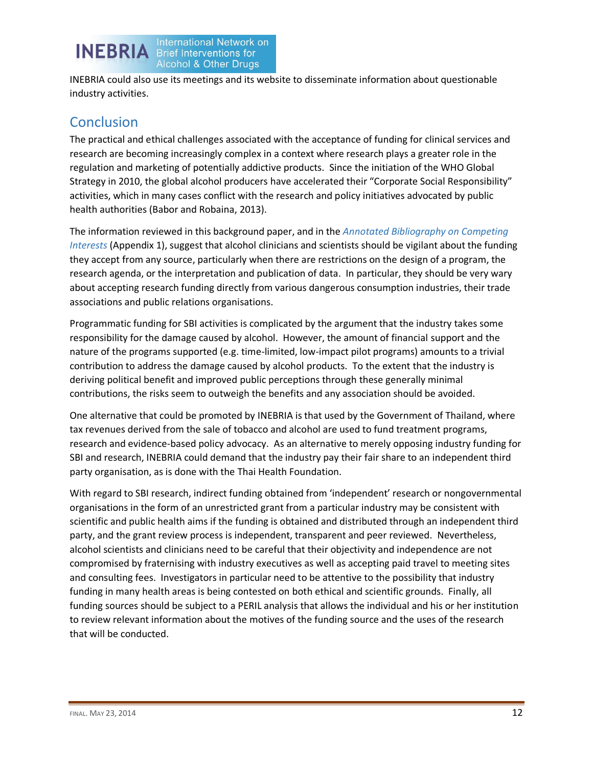INEBRIA could also use its meetings and its website to disseminate information about questionable industry activities.

## Conclusion

The practical and ethical challenges associated with the acceptance of funding for clinical services and research are becoming increasingly complex in a context where research plays a greater role in the regulation and marketing of potentially addictive products. Since the initiation of the WHO Global Strategy in 2010, the global alcohol producers have accelerated their "Corporate Social Responsibility" activities, which in many cases conflict with the research and policy initiatives advocated by public health authorities (Babor and Robaina, 2013).

The information reviewed in this background paper, and in the *Annotated Bibliography on Competing Interests* (Appendix 1), suggest that alcohol clinicians and scientists should be vigilant about the funding they accept from any source, particularly when there are restrictions on the design of a program, the research agenda, or the interpretation and publication of data. In particular, they should be very wary about accepting research funding directly from various dangerous consumption industries, their trade associations and public relations organisations.

Programmatic funding for SBI activities is complicated by the argument that the industry takes some responsibility for the damage caused by alcohol. However, the amount of financial support and the nature of the programs supported (e.g. time-limited, low-impact pilot programs) amounts to a trivial contribution to address the damage caused by alcohol products. To the extent that the industry is deriving political benefit and improved public perceptions through these generally minimal contributions, the risks seem to outweigh the benefits and any association should be avoided.

One alternative that could be promoted by INEBRIA is that used by the Government of Thailand, where tax revenues derived from the sale of tobacco and alcohol are used to fund treatment programs, research and evidence-based policy advocacy. As an alternative to merely opposing industry funding for SBI and research, INEBRIA could demand that the industry pay their fair share to an independent third party organisation, as is done with the Thai Health Foundation.

With regard to SBI research, indirect funding obtained from 'independent' research or nongovernmental organisations in the form of an unrestricted grant from a particular industry may be consistent with scientific and public health aims if the funding is obtained and distributed through an independent third party, and the grant review process is independent, transparent and peer reviewed. Nevertheless, alcohol scientists and clinicians need to be careful that their objectivity and independence are not compromised by fraternising with industry executives as well as accepting paid travel to meeting sites and consulting fees. Investigators in particular need to be attentive to the possibility that industry funding in many health areas is being contested on both ethical and scientific grounds. Finally, all funding sources should be subject to a PERIL analysis that allows the individual and his or her institution to review relevant information about the motives of the funding source and the uses of the research that will be conducted.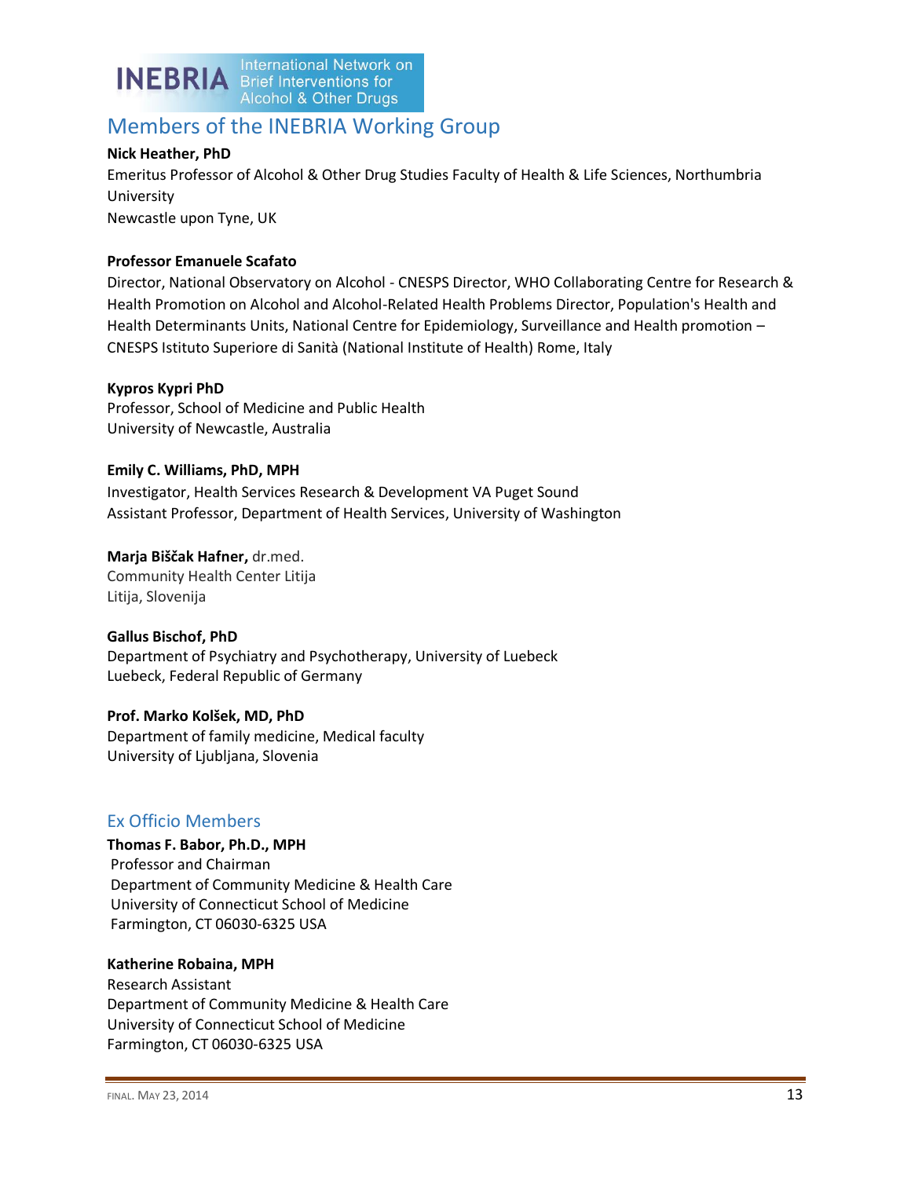## Members of the INEBRIA Working Group

**Nick Heather, PhD**
Emeritus Professor of Alcohol & Other Drug Studies Faculty of Health & Life Sciences, Northumbria University
Newcastle upon Tyne, UK

**Professor Emanuele Scafato**
Director, National Observatory on Alcohol - CNESPS Director, WHO Collaborating Centre for Research & Health Promotion on Alcohol and Alcohol-Related Health Problems Director, Population's Health and Health Determinants Units, National Centre for Epidemiology, Surveillance and Health promotion – CNESPS Istituto Superiore di Sanità (National Institute of Health) Rome, Italy

**Kypros Kypri PhD**
Professor, School of Medicine and Public Health
University of Newcastle, Australia

**Emily C. Williams, PhD, MPH**
Investigator, Health Services Research & Development VA Puget Sound
Assistant Professor, Department of Health Services, University of Washington

**Marja Biščak Hafner,** dr.med.
Community Health Center Litija
Litija, Slovenija

**Gallus Bischof, PhD**
Department of Psychiatry and Psychotherapy, University of Luebeck
Luebeck, Federal Republic of Germany

**Prof. Marko Kolšek, MD, PhD**
Department of family medicine, Medical faculty
University of Ljubljana, Slovenia

### Ex Officio Members

**Thomas F. Babor, Ph.D., MPH**
Professor and Chairman
Department of Community Medicine & Health Care
University of Connecticut School of Medicine
Farmington, CT 06030-6325 USA

**Katherine Robaina, MPH**
Research Assistant
Department of Community Medicine & Health Care
University of Connecticut School of Medicine
Farmington, CT 06030-6325 USA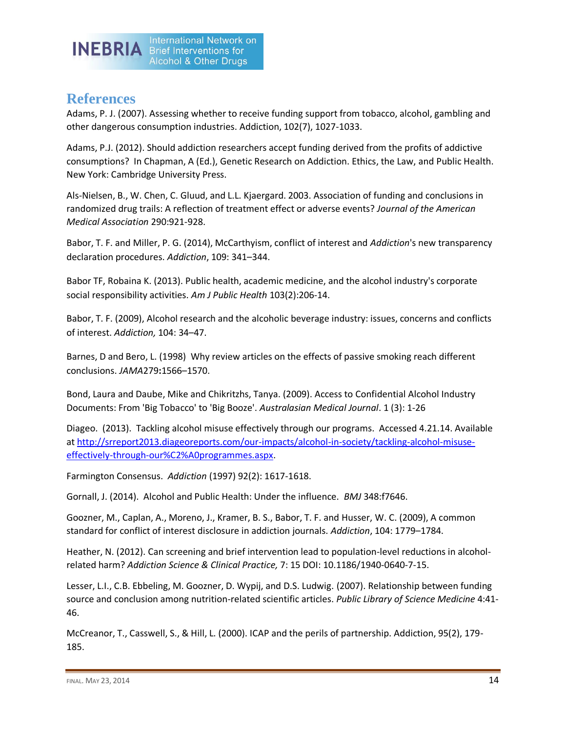## References

Adams, P. J. (2007). Assessing whether to receive funding support from tobacco, alcohol, gambling and other dangerous consumption industries. Addiction, 102(7), 1027-1033.

Adams, P.J. (2012). Should addiction researchers accept funding derived from the profits of addictive consumptions? In Chapman, A (Ed.), Genetic Research on Addiction. Ethics, the Law, and Public Health. New York: Cambridge University Press.

Als-Nielsen, B., W. Chen, C. Gluud, and L.L. Kjaergard. 2003. Association of funding and conclusions in randomized drug trails: A reflection of treatment effect or adverse events? *Journal of the American Medical Association* 290:921-928.

Babor, T. F. and Miller, P. G. (2014), McCarthyism, conflict of interest and *Addiction*'s new transparency declaration procedures. *Addiction*, 109: 341–344.

Babor TF, Robaina K. (2013). Public health, academic medicine, and the alcohol industry's corporate social responsibility activities. *Am J Public Health* 103(2):206-14.

Babor, T. F. (2009), Alcohol research and the alcoholic beverage industry: issues, concerns and conflicts of interest. *Addiction,* 104: 34–47.

Barnes, D and Bero, L. (1998) Why review articles on the effects of passive smoking reach different conclusions. *JAMA*279**:**1566–1570.

Bond, Laura and Daube, Mike and Chikritzhs, Tanya. (2009). Access to Confidential Alcohol Industry Documents: From 'Big Tobacco' to 'Big Booze'. *Australasian Medical Journal*. 1 (3): 1-26

Diageo. (2013). Tackling alcohol misuse effectively through our programs. Accessed 4.21.14. Available at http://srreport2013.diageoreports.com/our-impacts/alcohol-in-society/tackling-alcohol-misuse-effectively-through-our%C2%A0programmes.aspx.

Farmington Consensus. *Addiction* (1997) 92(2): 1617-1618.

Gornall, J. (2014). Alcohol and Public Health: Under the influence. *BMJ* 348:f7646.

Goozner, M., Caplan, A., Moreno, J., Kramer, B. S., Babor, T. F. and Husser, W. C. (2009), A common standard for conflict of interest disclosure in addiction journals. *Addiction*, 104: 1779–1784.

Heather, N. (2012). Can screening and brief intervention lead to population-level reductions in alcohol-related harm? *Addiction Science & Clinical Practice,* 7: 15 DOI: 10.1186/1940-0640-7-15.

Lesser, L.I., C.B. Ebbeling, M. Goozner, D. Wypij, and D.S. Ludwig. (2007). Relationship between funding source and conclusion among nutrition-related scientific articles. *Public Library of Science Medicine* 4:41-46.

McCreanor, T., Casswell, S., & Hill, L. (2000). ICAP and the perils of partnership. Addiction, 95(2), 179-185.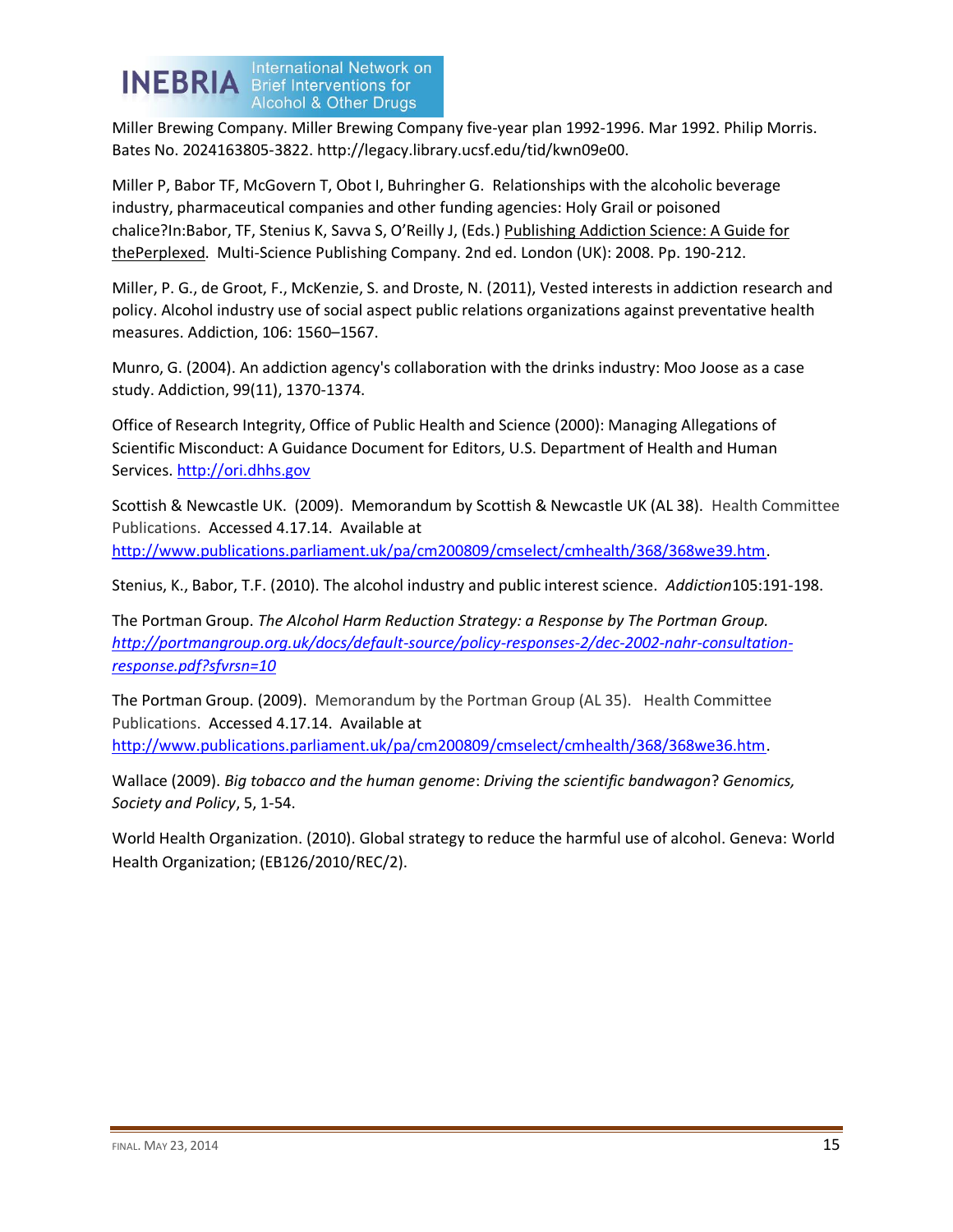Miller Brewing Company. Miller Brewing Company five-year plan 1992-1996. Mar 1992. Philip Morris. Bates No. 2024163805-3822. http://legacy.library.ucsf.edu/tid/kwn09e00.

Miller P, Babor TF, McGovern T, Obot I, Buhringher G. Relationships with the alcoholic beverage industry, pharmaceutical companies and other funding agencies: Holy Grail or poisoned chalice?In:Babor, TF, Stenius K, Savva S, O'Reilly J, (Eds.) Publishing Addiction Science: A Guide for thePerplexed. Multi-Science Publishing Company. 2nd ed. London (UK): 2008. Pp. 190-212.

Miller, P. G., de Groot, F., McKenzie, S. and Droste, N. (2011), Vested interests in addiction research and policy. Alcohol industry use of social aspect public relations organizations against preventative health measures. Addiction, 106: 1560–1567.

Munro, G. (2004). An addiction agency's collaboration with the drinks industry: Moo Joose as a case study. Addiction, 99(11), 1370-1374.

Office of Research Integrity, Office of Public Health and Science (2000): Managing Allegations of Scientific Misconduct: A Guidance Document for Editors, U.S. Department of Health and Human Services. http://ori.dhhs.gov

Scottish & Newcastle UK. (2009). Memorandum by Scottish & Newcastle UK (AL 38). Health Committee Publications. Accessed 4.17.14. Available at http://www.publications.parliament.uk/pa/cm200809/cmselect/cmhealth/368/368we39.htm.

Stenius, K., Babor, T.F. (2010). The alcohol industry and public interest science. *Addiction*105:191-198.

The Portman Group. *The Alcohol Harm Reduction Strategy: a Response by The Portman Group. http://portmangroup.org.uk/docs/default-source/policy-responses-2/dec-2002-nahr-consultation-response.pdf?sfvrsn=10*

The Portman Group. (2009). Memorandum by the Portman Group (AL 35). Health Committee Publications. Accessed 4.17.14. Available at http://www.publications.parliament.uk/pa/cm200809/cmselect/cmhealth/368/368we36.htm.

Wallace (2009). *Big tobacco and the human genome*: *Driving the scientific bandwagon*? *Genomics, Society and Policy*, 5, 1-54.

World Health Organization. (2010). Global strategy to reduce the harmful use of alcohol. Geneva: World Health Organization; (EB126/2010/REC/2).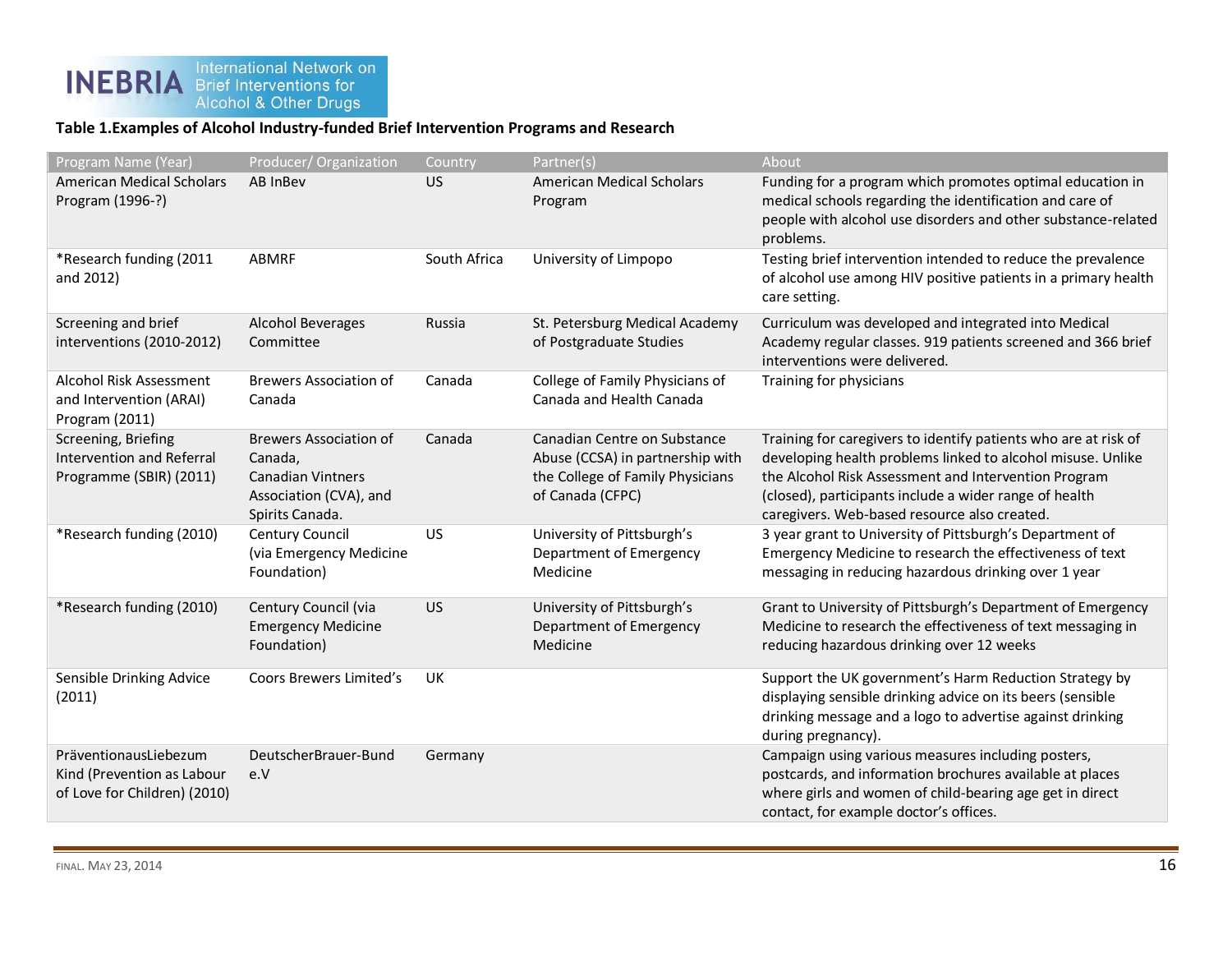**Table 1.Examples of Alcohol Industry-funded Brief Intervention Programs and Research**

| Program Name (Year) | Producer/ Organization | Country | Partner(s) | About |
|---|---|---|---|---|
| American Medical Scholars Program (1996-?) | AB InBev | US | American Medical Scholars Program | Funding for a program which promotes optimal education in medical schools regarding the identification and care of people with alcohol use disorders and other substance-related problems. |
| *Research funding (2011 and 2012) | ABMRF | South Africa | University of Limpopo | Testing brief intervention intended to reduce the prevalence of alcohol use among HIV positive patients in a primary health care setting. |
| Screening and brief interventions (2010-2012) | Alcohol Beverages Committee | Russia | St. Petersburg Medical Academy of Postgraduate Studies | Curriculum was developed and integrated into Medical Academy regular classes. 919 patients screened and 366 brief interventions were delivered. |
| Alcohol Risk Assessment and Intervention (ARAI) Program (2011) | Brewers Association of Canada | Canada | College of Family Physicians of Canada and Health Canada | Training for physicians |
| Screening, Briefing Intervention and Referral Programme (SBIR) (2011) | Brewers Association of Canada, Canadian Vintners Association (CVA), and Spirits Canada. | Canada | Canadian Centre on Substance Abuse (CCSA) in partnership with the College of Family Physicians of Canada (CFPC) | Training for caregivers to identify patients who are at risk of developing health problems linked to alcohol misuse. Unlike the Alcohol Risk Assessment and Intervention Program (closed), participants include a wider range of health caregivers. Web-based resource also created. |
| *Research funding (2010) | Century Council (via Emergency Medicine Foundation) | US | University of Pittsburgh's Department of Emergency Medicine | 3 year grant to University of Pittsburgh's Department of Emergency Medicine to research the effectiveness of text messaging in reducing hazardous drinking over 1 year |
| *Research funding (2010) | Century Council (via Emergency Medicine Foundation) | US | University of Pittsburgh's Department of Emergency Medicine | Grant to University of Pittsburgh's Department of Emergency Medicine to research the effectiveness of text messaging in reducing hazardous drinking over 12 weeks |
| Sensible Drinking Advice (2011) | Coors Brewers Limited's | UK | | Support the UK government's Harm Reduction Strategy by displaying sensible drinking advice on its beers (sensible drinking message and a logo to advertise against drinking during pregnancy). |
| PräventionausLiebezum Kind (Prevention as Labour of Love for Children) (2010) | DeutscherBrauer-Bund e.V | Germany | | Campaign using various measures including posters, postcards, and information brochures available at places where girls and women of child-bearing age get in direct contact, for example doctor's offices. |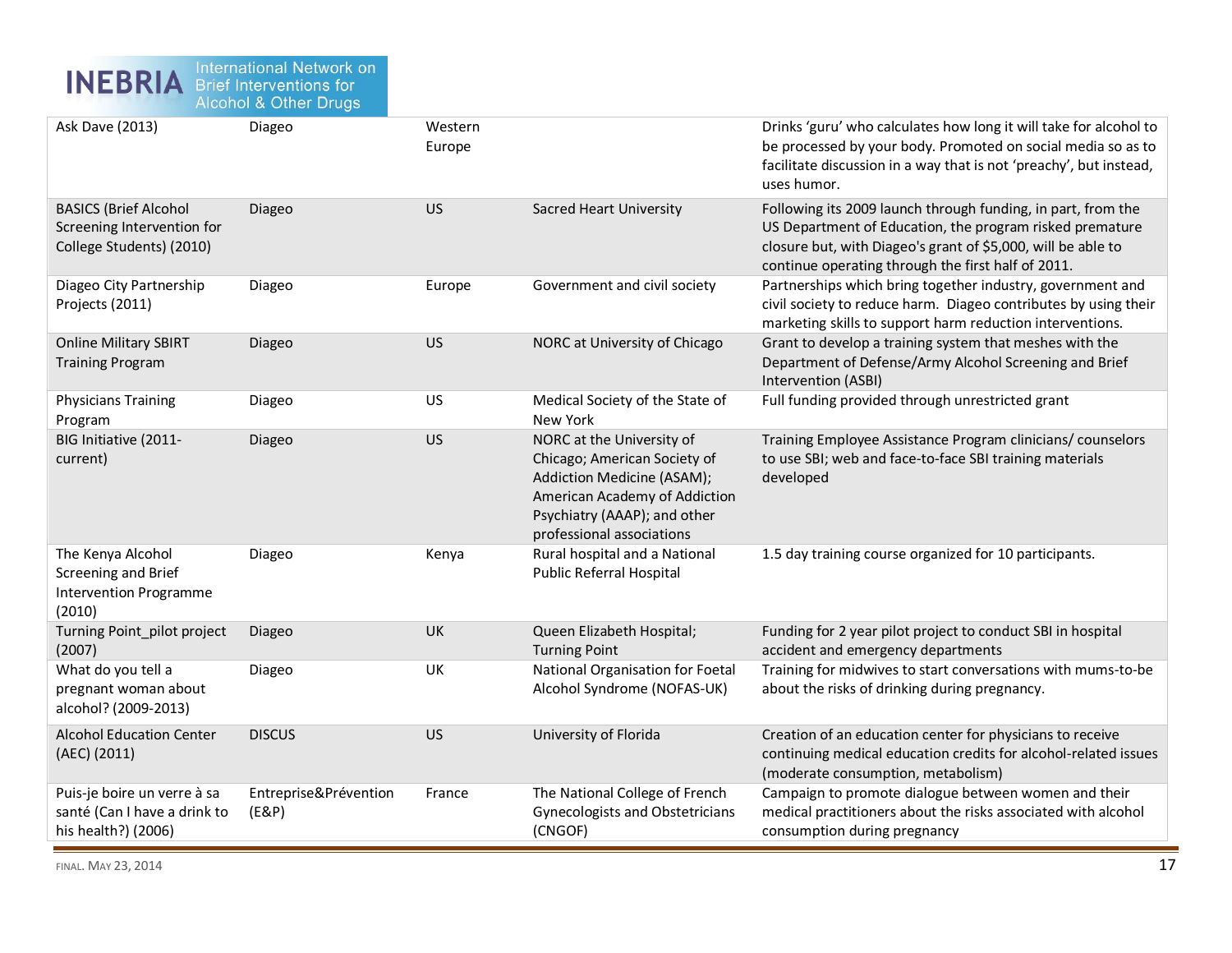| | | | | |
|---|---|---|---|---|
| Ask Dave (2013) | Diageo | Western Europe | | Drinks 'guru' who calculates how long it will take for alcohol to be processed by your body. Promoted on social media so as to facilitate discussion in a way that is not 'preachy', but instead, uses humor. |
| BASICS (Brief Alcohol Screening Intervention for College Students) (2010) | Diageo | US | Sacred Heart University | Following its 2009 launch through funding, in part, from the US Department of Education, the program risked premature closure but, with Diageo's grant of $5,000, will be able to continue operating through the first half of 2011. |
| Diageo City Partnership Projects (2011) | Diageo | Europe | Government and civil society | Partnerships which bring together industry, government and civil society to reduce harm. Diageo contributes by using their marketing skills to support harm reduction interventions. |
| Online Military SBIRT Training Program | Diageo | US | NORC at University of Chicago | Grant to develop a training system that meshes with the Department of Defense/Army Alcohol Screening and Brief Intervention (ASBI) |
| Physicians Training Program | Diageo | US | Medical Society of the State of New York | Full funding provided through unrestricted grant |
| BIG Initiative (2011-current) | Diageo | US | NORC at the University of Chicago; American Society of Addiction Medicine (ASAM); American Academy of Addiction Psychiatry (AAAP); and other professional associations | Training Employee Assistance Program clinicians/ counselors to use SBI; web and face-to-face SBI training materials developed |
| The Kenya Alcohol Screening and Brief Intervention Programme (2010) | Diageo | Kenya | Rural hospital and a National Public Referral Hospital | 1.5 day training course organized for 10 participants. |
| Turning Point_pilot project (2007) | Diageo | UK | Queen Elizabeth Hospital; Turning Point | Funding for 2 year pilot project to conduct SBI in hospital accident and emergency departments |
| What do you tell a pregnant woman about alcohol? (2009-2013) | Diageo | UK | National Organisation for Foetal Alcohol Syndrome (NOFAS-UK) | Training for midwives to start conversations with mums-to-be about the risks of drinking during pregnancy. |
| Alcohol Education Center (AEC) (2011) | DISCUS | US | University of Florida | Creation of an education center for physicians to receive continuing medical education credits for alcohol-related issues (moderate consumption, metabolism) |
| Puis-je boire un verre à sa santé (Can I have a drink to his health?) (2006) | Entreprise&Prévention (E&P) | France | The National College of French Gynecologists and Obstetricians (CNGOF) | Campaign to promote dialogue between women and their medical practitioners about the risks associated with alcohol consumption during pregnancy |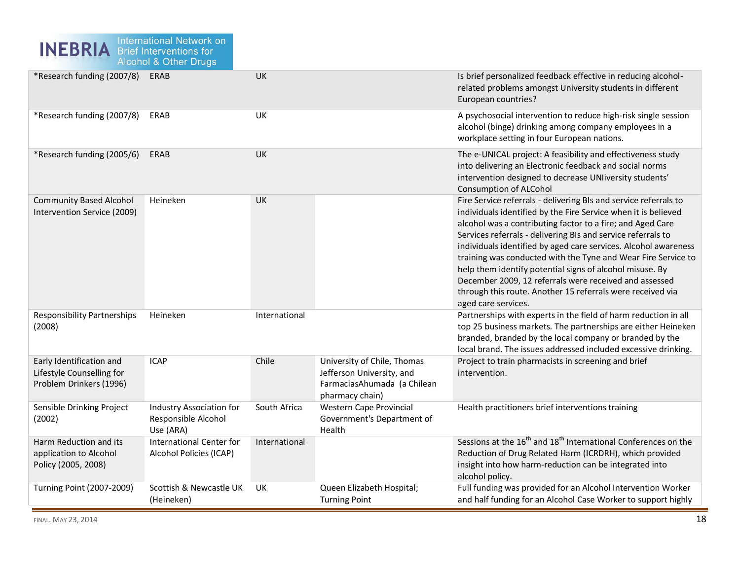| | | | | |
|---|---|---|---|---|
| *Research funding (2007/8) | ERAB | UK | | Is brief personalized feedback effective in reducing alcohol-related problems amongst University students in different European countries? |
| *Research funding (2007/8) | ERAB | UK | | A psychosocial intervention to reduce high-risk single session alcohol (binge) drinking among company employees in a workplace setting in four European nations. |
| *Research funding (2005/6) | ERAB | UK | | The e-UNICAL project: A feasibility and effectiveness study into delivering an Electronic feedback and social norms intervention designed to decrease UNIiversity students' Consumption of ALCohol |
| Community Based Alcohol Intervention Service (2009) | Heineken | UK | | Fire Service referrals - delivering BIs and service referrals to individuals identified by the Fire Service when it is believed alcohol was a contributing factor to a fire; and Aged Care Services referrals - delivering BIs and service referrals to individuals identified by aged care services. Alcohol awareness training was conducted with the Tyne and Wear Fire Service to help them identify potential signs of alcohol misuse. By December 2009, 12 referrals were received and assessed through this route. Another 15 referrals were received via aged care services. |
| Responsibility Partnerships (2008) | Heineken | International | | Partnerships with experts in the field of harm reduction in all top 25 business markets. The partnerships are either Heineken branded, branded by the local company or branded by the local brand. The issues addressed included excessive drinking. |
| Early Identification and Lifestyle Counselling for Problem Drinkers (1996) | ICAP | Chile | University of Chile, Thomas Jefferson University, and FarmaciasAhumada (a Chilean pharmacy chain) | Project to train pharmacists in screening and brief intervention. |
| Sensible Drinking Project (2002) | Industry Association for Responsible Alcohol Use (ARA) | South Africa | Western Cape Provincial Government's Department of Health | Health practitioners brief interventions training |
| Harm Reduction and its application to Alcohol Policy (2005, 2008) | International Center for Alcohol Policies (ICAP) | International | | Sessions at the 16th and 18th International Conferences on the Reduction of Drug Related Harm (ICRDRH), which provided insight into how harm-reduction can be integrated into alcohol policy. |
| Turning Point (2007-2009) | Scottish & Newcastle UK (Heineken) | UK | Queen Elizabeth Hospital; Turning Point | Full funding was provided for an Alcohol Intervention Worker and half funding for an Alcohol Case Worker to support highly |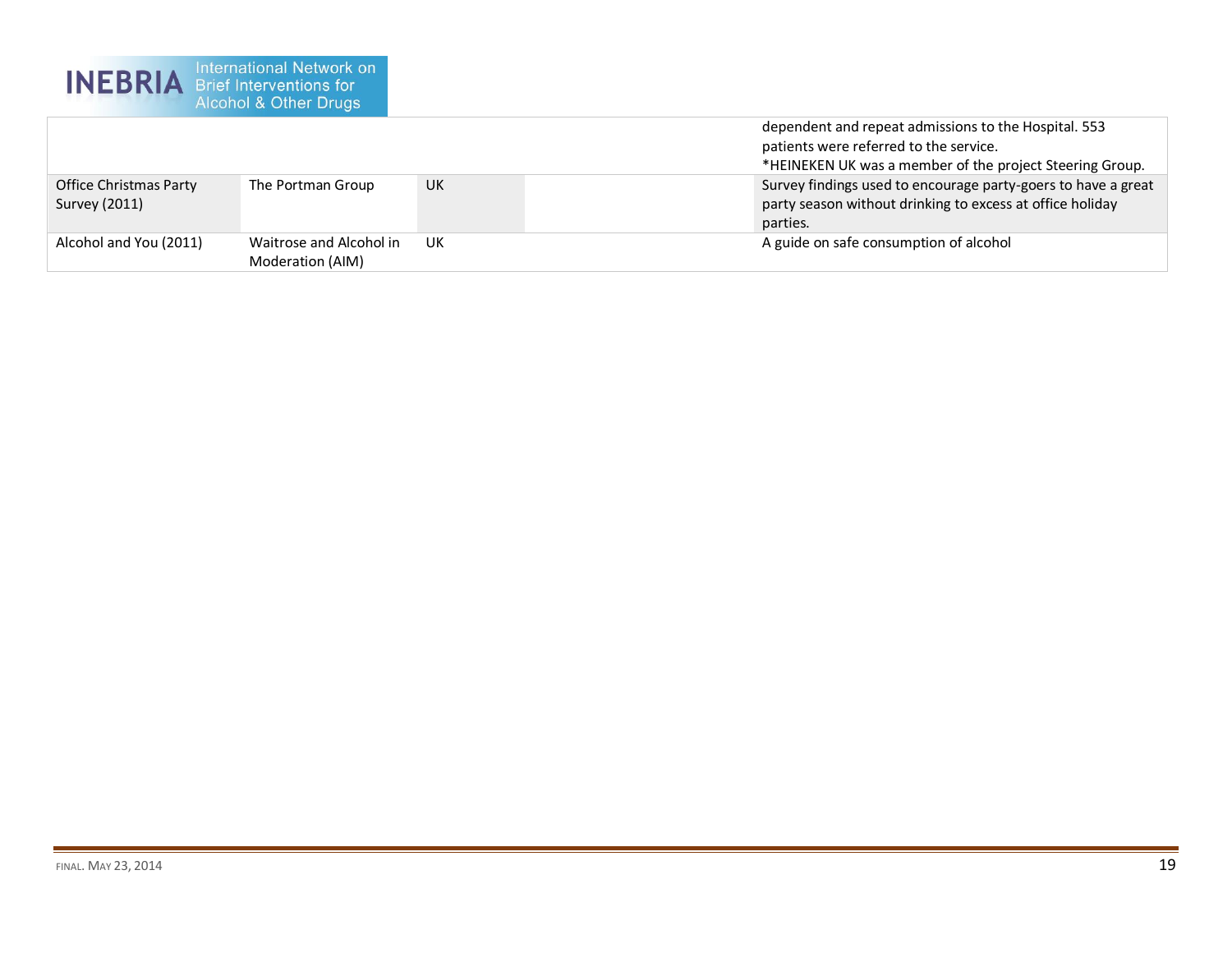| | | | | |
|---|---|---|---|---|
| | | | | dependent and repeat admissions to the Hospital. 553 patients were referred to the service.<br>*HEINEKEN UK was a member of the project Steering Group. |
| Office Christmas Party Survey (2011) | The Portman Group | UK | | Survey findings used to encourage party-goers to have a great party season without drinking to excess at office holiday parties. |
| Alcohol and You (2011) | Waitrose and Alcohol in Moderation (AIM) | UK | | A guide on safe consumption of alcohol |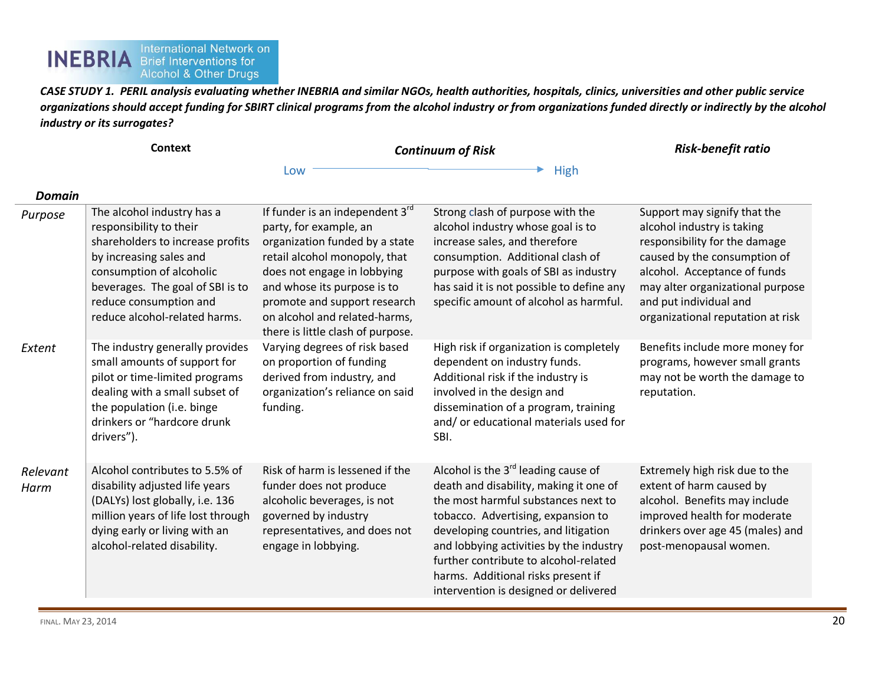INEBRIA International Network on Brief Interventions for Alcohol & Other Drugs

***CASE STUDY 1. PERIL analysis evaluating whether INEBRIA and similar NGOs, health authorities, hospitals, clinics, universities and other public service organizations should accept funding for SBIRT clinical programs from the alcohol industry or from organizations funded directly or indirectly by the alcohol industry or its surrogates?***

| *Domain* | **Context** | *Continuum of Risk* — Low | *Continuum of Risk* — High | ***Risk-benefit ratio*** |
|---|---|---|---|---|
| *Purpose* | The alcohol industry has a responsibility to their shareholders to increase profits by increasing sales and consumption of alcoholic beverages. The goal of SBI is to reduce consumption and reduce alcohol-related harms. | If funder is an independent 3rd party, for example, an organization funded by a state retail alcohol monopoly, that does not engage in lobbying and whose its purpose is to promote and support research on alcohol and related-harms, there is little clash of purpose. | Strong clash of purpose with the alcohol industry whose goal is to increase sales, and therefore consumption. Additional clash of purpose with goals of SBI as industry has said it is not possible to define any specific amount of alcohol as harmful. | Support may signify that the alcohol industry is taking responsibility for the damage caused by the consumption of alcohol. Acceptance of funds may alter organizational purpose and put individual and organizational reputation at risk |
| *Extent* | The industry generally provides small amounts of support for pilot or time-limited programs dealing with a small subset of the population (i.e. binge drinkers or "hardcore drunk drivers"). | Varying degrees of risk based on proportion of funding derived from industry, and organization's reliance on said funding. | High risk if organization is completely dependent on industry funds. Additional risk if the industry is involved in the design and dissemination of a program, training and/ or educational materials used for SBI. | Benefits include more money for programs, however small grants may not be worth the damage to reputation. |
| *Relevant Harm* | Alcohol contributes to 5.5% of disability adjusted life years (DALYs) lost globally, i.e. 136 million years of life lost through dying early or living with an alcohol-related disability. | Risk of harm is lessened if the funder does not produce alcoholic beverages, is not governed by industry representatives, and does not engage in lobbying. | Alcohol is the 3rd leading cause of death and disability, making it one of the most harmful substances next to tobacco. Advertising, expansion to developing countries, and litigation and lobbying activities by the industry further contribute to alcohol-related harms. Additional risks present if intervention is designed or delivered | Extremely high risk due to the extent of harm caused by alcohol. Benefits may include improved health for moderate drinkers over age 45 (males) and post-menopausal women. |

FINAL. MAY 23, 2014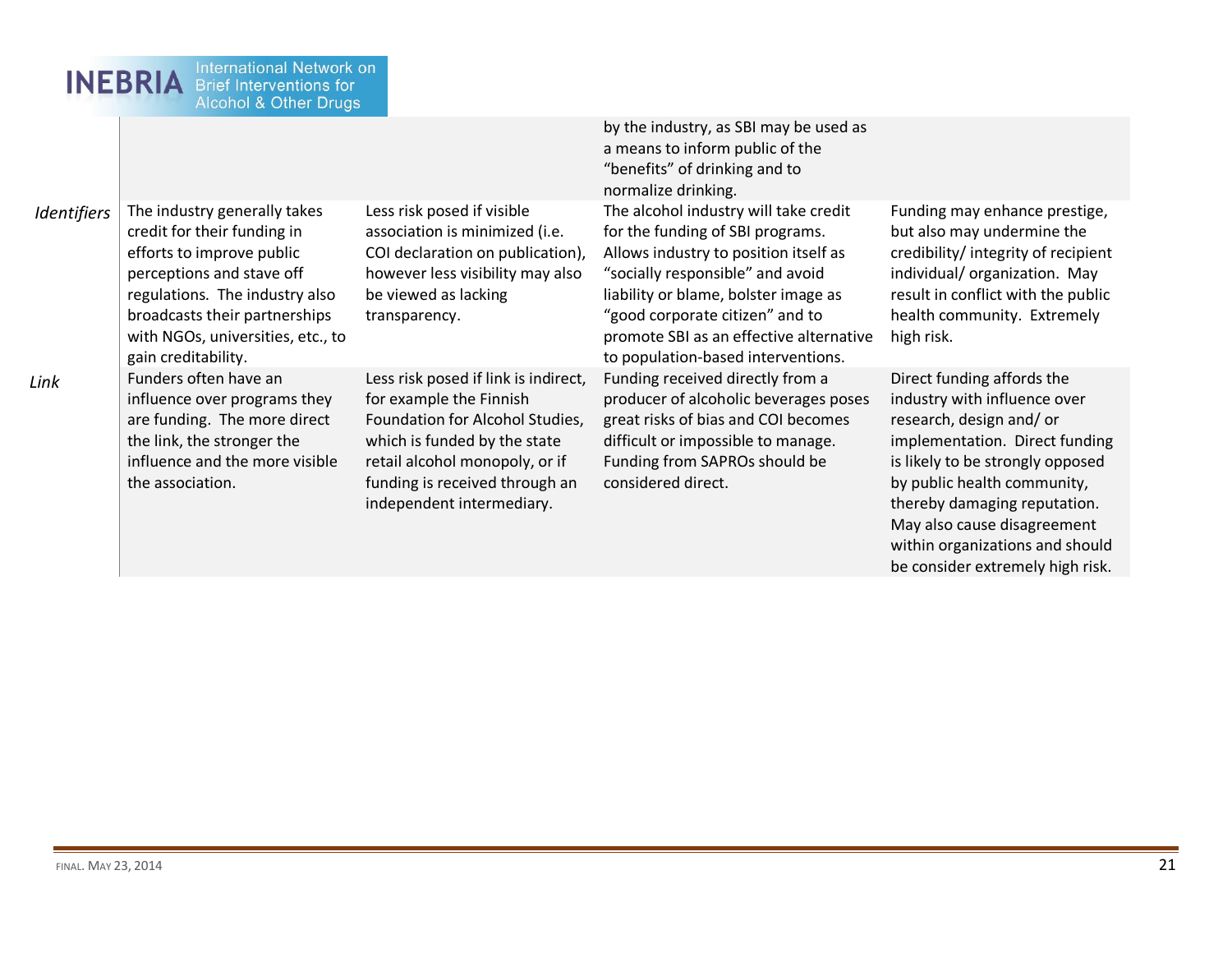| | | | | |
|---|---|---|---|---|
| | | | by the industry, as SBI may be used as a means to inform public of the "benefits" of drinking and to normalize drinking. | |
| *Identifiers* | The industry generally takes credit for their funding in efforts to improve public perceptions and stave off regulations. The industry also broadcasts their partnerships with NGOs, universities, etc., to gain creditability. | Less risk posed if visible association is minimized (i.e. COI declaration on publication), however less visibility may also be viewed as lacking transparency. | The alcohol industry will take credit for the funding of SBI programs. Allows industry to position itself as "socially responsible" and avoid liability or blame, bolster image as "good corporate citizen" and to promote SBI as an effective alternative to population-based interventions. | Funding may enhance prestige, but also may undermine the credibility/ integrity of recipient individual/ organization. May result in conflict with the public health community. Extremely high risk. |
| *Link* | Funders often have an influence over programs they are funding. The more direct the link, the stronger the influence and the more visible the association. | Less risk posed if link is indirect, for example the Finnish Foundation for Alcohol Studies, which is funded by the state retail alcohol monopoly, or if funding is received through an independent intermediary. | Funding received directly from a producer of alcoholic beverages poses great risks of bias and COI becomes difficult or impossible to manage. Funding from SAPROs should be considered direct. | Direct funding affords the industry with influence over research, design and/ or implementation. Direct funding is likely to be strongly opposed by public health community, thereby damaging reputation. May also cause disagreement within organizations and should be consider extremely high risk. |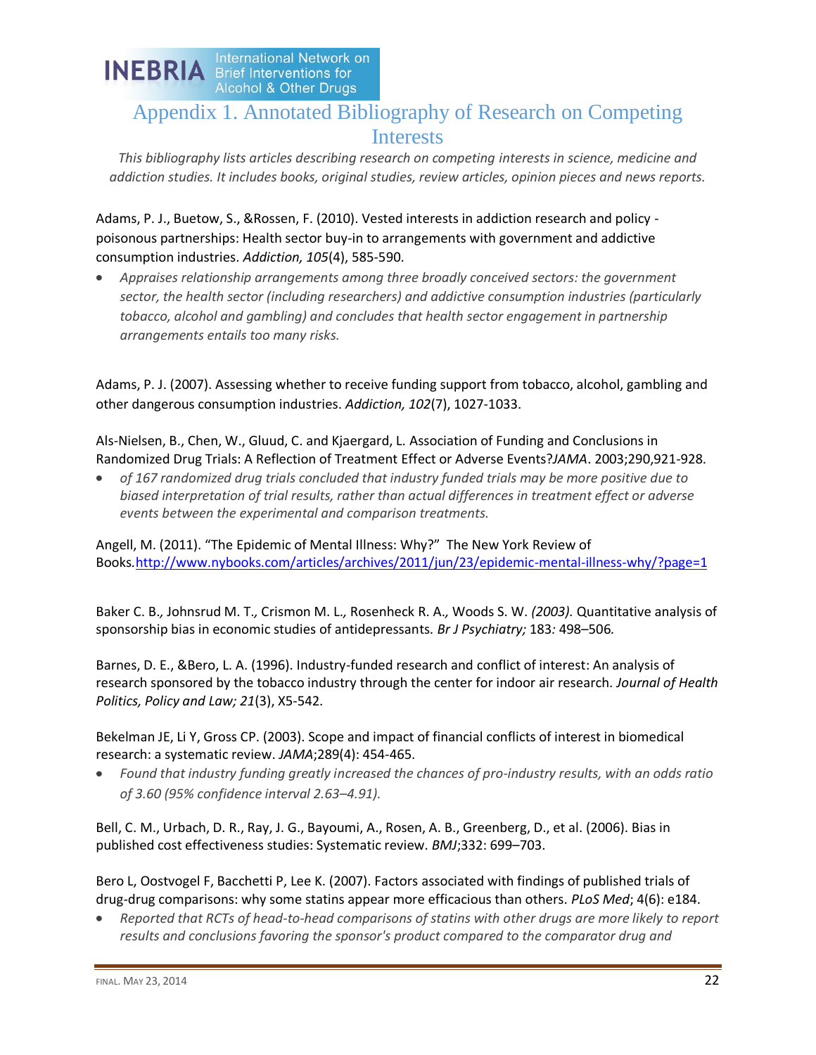# Appendix 1. Annotated Bibliography of Research on Competing Interests

*This bibliography lists articles describing research on competing interests in science, medicine and addiction studies. It includes books, original studies, review articles, opinion pieces and news reports.*

Adams, P. J., Buetow, S., &Rossen, F. (2010). Vested interests in addiction research and policy - poisonous partnerships: Health sector buy-in to arrangements with government and addictive consumption industries. *Addiction, 105*(4), 585-590.

- *Appraises relationship arrangements among three broadly conceived sectors: the government sector, the health sector (including researchers) and addictive consumption industries (particularly tobacco, alcohol and gambling) and concludes that health sector engagement in partnership arrangements entails too many risks.*

Adams, P. J. (2007). Assessing whether to receive funding support from tobacco, alcohol, gambling and other dangerous consumption industries. *Addiction, 102*(7), 1027-1033.

Als-Nielsen, B., Chen, W., Gluud, C. and Kjaergard, L. Association of Funding and Conclusions in Randomized Drug Trials: A Reflection of Treatment Effect or Adverse Events?*JAMA*. 2003;290,921-928.

- *of 167 randomized drug trials concluded that industry funded trials may be more positive due to biased interpretation of trial results, rather than actual differences in treatment effect or adverse events between the experimental and comparison treatments.*

Angell, M. (2011). "The Epidemic of Mental Illness: Why?" The New York Review of Books.http://www.nybooks.com/articles/archives/2011/jun/23/epidemic-mental-illness-why/?page=1

Baker C. B.*,* Johnsrud M. T.*,* Crismon M. L.*,* Rosenheck R. A.*,* Woods S. W. *(2003).* Quantitative analysis of sponsorship bias in economic studies of antidepressants*. Br J Psychiatry;* 183*:* 498–506*.*

Barnes, D. E., &Bero, L. A. (1996). Industry-funded research and conflict of interest: An analysis of research sponsored by the tobacco industry through the center for indoor air research. *Journal of Health Politics, Policy and Law; 21*(3), X5-542.

Bekelman JE, Li Y, Gross CP. (2003). Scope and impact of financial conflicts of interest in biomedical research: a systematic review. *JAMA*;289(4): 454-465.

- *Found that industry funding greatly increased the chances of pro-industry results, with an odds ratio of 3.60 (95% confidence interval 2.63–4.91).*

Bell, C. M., Urbach, D. R., Ray, J. G., Bayoumi, A., Rosen, A. B., Greenberg, D., et al. (2006). Bias in published cost effectiveness studies: Systematic review. *BMJ*;332: 699–703.

Bero L, Oostvogel F, Bacchetti P, Lee K. (2007). Factors associated with findings of published trials of drug-drug comparisons: why some statins appear more efficacious than others. *PLoS Med*; 4(6): e184.

- *Reported that RCTs of head-to-head comparisons of statins with other drugs are more likely to report results and conclusions favoring the sponsor's product compared to the comparator drug and*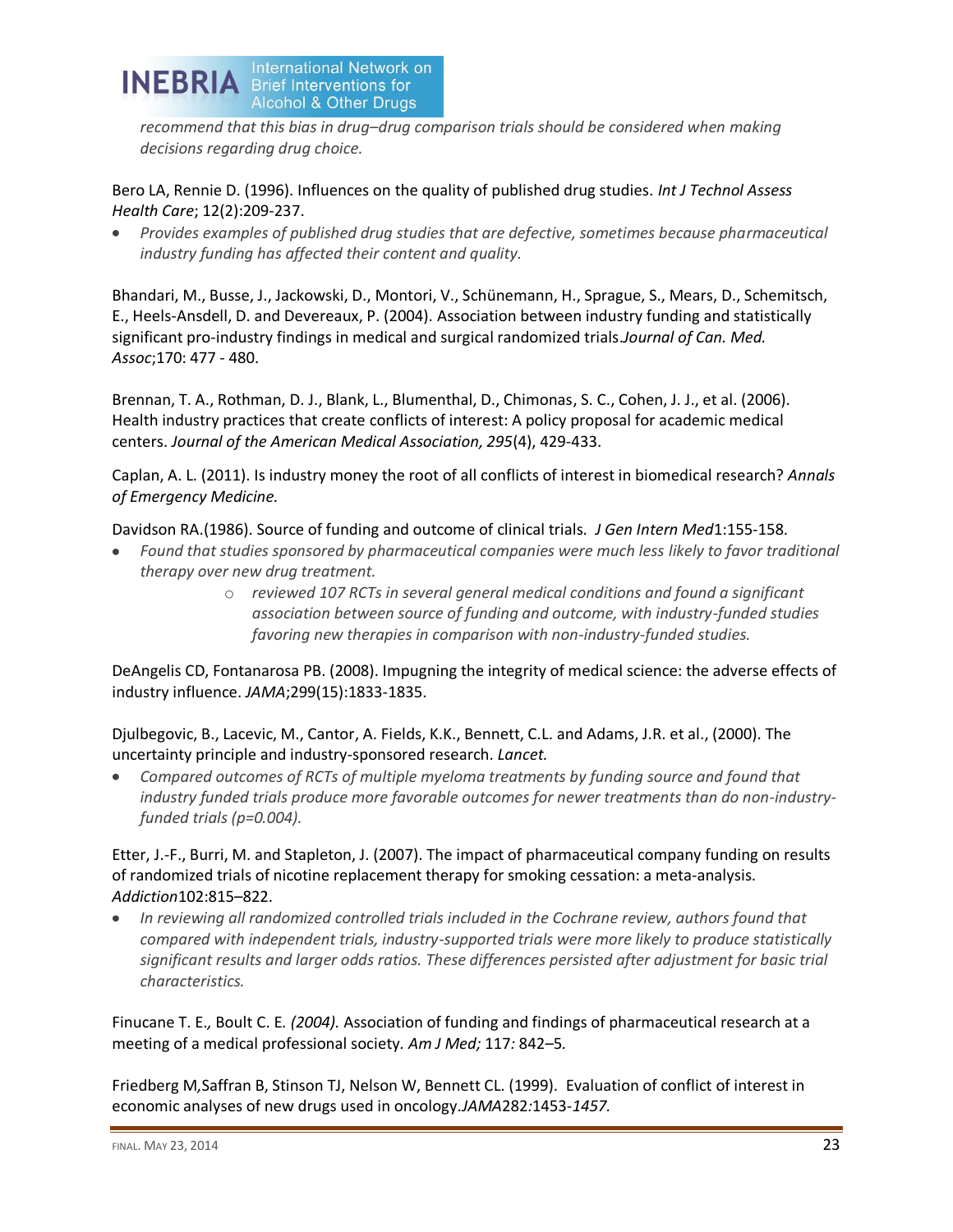*recommend that this bias in drug–drug comparison trials should be considered when making decisions regarding drug choice.*

Bero LA, Rennie D. (1996). Influences on the quality of published drug studies. *Int J Technol Assess Health Care*; 12(2):209-237.

- *Provides examples of published drug studies that are defective, sometimes because pharmaceutical industry funding has affected their content and quality.*

Bhandari, M., Busse, J., Jackowski, D., Montori, V., Schünemann, H., Sprague, S., Mears, D., Schemitsch, E., Heels-Ansdell, D. and Devereaux, P. (2004). Association between industry funding and statistically significant pro-industry findings in medical and surgical randomized trials.*Journal of Can. Med. Assoc*;170: 477 - 480.

Brennan, T. A., Rothman, D. J., Blank, L., Blumenthal, D., Chimonas, S. C., Cohen, J. J., et al. (2006). Health industry practices that create conflicts of interest: A policy proposal for academic medical centers. *Journal of the American Medical Association, 295*(4), 429-433.

Caplan, A. L. (2011). Is industry money the root of all conflicts of interest in biomedical research? *Annals of Emergency Medicine.*

Davidson RA.(1986). Source of funding and outcome of clinical trials. *J Gen Intern Med*1:155-158.

- *Found that studies sponsored by pharmaceutical companies were much less likely to favor traditional therapy over new drug treatment.*
  - *reviewed 107 RCTs in several general medical conditions and found a significant association between source of funding and outcome, with industry-funded studies favoring new therapies in comparison with non-industry-funded studies.*

DeAngelis CD, Fontanarosa PB. (2008). Impugning the integrity of medical science: the adverse effects of industry influence. *JAMA*;299(15):1833-1835.

Djulbegovic, B., Lacevic, M., Cantor, A. Fields, K.K., Bennett, C.L. and Adams, J.R. et al., (2000). The uncertainty principle and industry-sponsored research. *Lancet.*

- *Compared outcomes of RCTs of multiple myeloma treatments by funding source and found that industry funded trials produce more favorable outcomes for newer treatments than do non-industry-funded trials (p=0.004).*

Etter, J.-F., Burri, M. and Stapleton, J. (2007). The impact of pharmaceutical company funding on results of randomized trials of nicotine replacement therapy for smoking cessation: a meta-analysis. *Addiction*102:815–822.

- *In reviewing all randomized controlled trials included in the Cochrane review, authors found that compared with independent trials, industry-supported trials were more likely to produce statistically significant results and larger odds ratios. These differences persisted after adjustment for basic trial characteristics.*

Finucane T. E*.,* Boult C. E*. (2004).* Association of funding and findings of pharmaceutical research at a meeting of a medical professional society. *Am J Med;* 117*:* 842–5*.*

Friedberg M*,*Saffran B, Stinson TJ, Nelson W, Bennett CL. (1999). Evaluation of conflict of interest in economic analyses of new drugs used in oncology.*JAMA*282*:*1453-*1457.*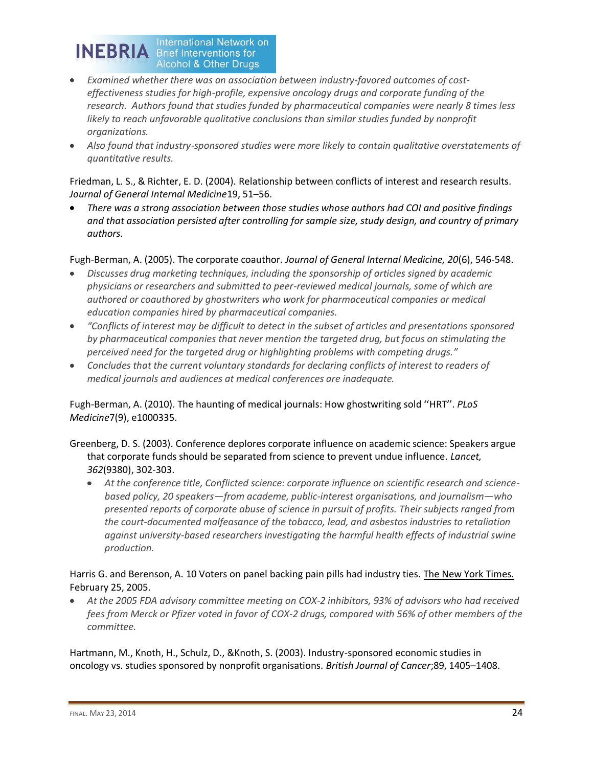- *Examined whether there was an association between industry-favored outcomes of cost-effectiveness studies for high-profile, expensive oncology drugs and corporate funding of the research. Authors found that studies funded by pharmaceutical companies were nearly 8 times less likely to reach unfavorable qualitative conclusions than similar studies funded by nonprofit organizations.*
- *Also found that industry-sponsored studies were more likely to contain qualitative overstatements of quantitative results.*

Friedman, L. S., & Richter, E. D. (2004). Relationship between conflicts of interest and research results. *Journal of General Internal Medicine*19, 51–56.

- *There was a strong association between those studies whose authors had COI and positive findings and that association persisted after controlling for sample size, study design, and country of primary authors.*

Fugh-Berman, A. (2005). The corporate coauthor. *Journal of General Internal Medicine, 20*(6), 546-548.

- *Discusses drug marketing techniques, including the sponsorship of articles signed by academic physicians or researchers and submitted to peer-reviewed medical journals, some of which are authored or coauthored by ghostwriters who work for pharmaceutical companies or medical education companies hired by pharmaceutical companies.*
- *"Conflicts of interest may be difficult to detect in the subset of articles and presentations sponsored by pharmaceutical companies that never mention the targeted drug, but focus on stimulating the perceived need for the targeted drug or highlighting problems with competing drugs."*
- *Concludes that the current voluntary standards for declaring conflicts of interest to readers of medical journals and audiences at medical conferences are inadequate.*

Fugh-Berman, A. (2010). The haunting of medical journals: How ghostwriting sold ''HRT''. *PLoS Medicine*7(9), e1000335.

Greenberg, D. S. (2003). Conference deplores corporate influence on academic science: Speakers argue that corporate funds should be separated from science to prevent undue influence. *Lancet, 362*(9380), 302-303.

- *At the conference title, Conflicted science: corporate influence on scientific research and science-based policy, 20 speakers—from academe, public-interest organisations, and journalism—who presented reports of corporate abuse of science in pursuit of profits. Their subjects ranged from the court-documented malfeasance of the tobacco, lead, and asbestos industries to retaliation against university-based researchers investigating the harmful health effects of industrial swine production.*

Harris G. and Berenson, A. 10 Voters on panel backing pain pills had industry ties. The New York Times. February 25, 2005.

- *At the 2005 FDA advisory committee meeting on COX-2 inhibitors, 93% of advisors who had received fees from Merck or Pfizer voted in favor of COX-2 drugs, compared with 56% of other members of the committee.*

Hartmann, M., Knoth, H., Schulz, D., &Knoth, S. (2003). Industry-sponsored economic studies in oncology vs. studies sponsored by nonprofit organisations. *British Journal of Cancer*;89, 1405–1408.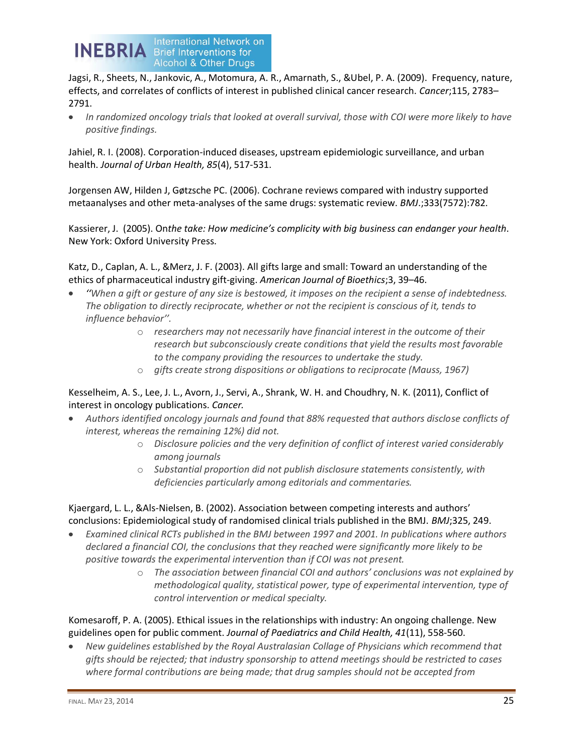Jagsi, R., Sheets, N., Jankovic, A., Motomura, A. R., Amarnath, S., &Ubel, P. A. (2009). Frequency, nature, effects, and correlates of conflicts of interest in published clinical cancer research. *Cancer*;115, 2783–2791.

- *In randomized oncology trials that looked at overall survival, those with COI were more likely to have positive findings.*

Jahiel, R. I. (2008). Corporation-induced diseases, upstream epidemiologic surveillance, and urban health. *Journal of Urban Health, 85*(4), 517-531.

Jorgensen AW, Hilden J, Gøtzsche PC. (2006). Cochrane reviews compared with industry supported metaanalyses and other meta-analyses of the same drugs: systematic review. *BMJ*.;333(7572):782.

Kassierer, J. (2005). On*the take: How medicine's complicity with big business can endanger your health*. New York: Oxford University Press.

Katz, D., Caplan, A. L., &Merz, J. F. (2003). All gifts large and small: Toward an understanding of the ethics of pharmaceutical industry gift-giving. *American Journal of Bioethics*;3, 39–46.

- *"When a gift or gesture of any size is bestowed, it imposes on the recipient a sense of indebtedness. The obligation to directly reciprocate, whether or not the recipient is conscious of it, tends to influence behavior".*
  - *researchers may not necessarily have financial interest in the outcome of their research but subconsciously create conditions that yield the results most favorable to the company providing the resources to undertake the study.*
  - *gifts create strong dispositions or obligations to reciprocate (Mauss, 1967)*

Kesselheim, A. S., Lee, J. L., Avorn, J., Servi, A., Shrank, W. H. and Choudhry, N. K. (2011), Conflict of interest in oncology publications. *Cancer.*

- *Authors identified oncology journals and found that 88% requested that authors disclose conflicts of interest, whereas the remaining 12%) did not.*
  - *Disclosure policies and the very definition of conflict of interest varied considerably among journals*
  - *Substantial proportion did not publish disclosure statements consistently, with deficiencies particularly among editorials and commentaries.*

Kjaergard, L. L., &Als-Nielsen, B. (2002). Association between competing interests and authors' conclusions: Epidemiological study of randomised clinical trials published in the BMJ. *BMJ*;325, 249.

- *Examined clinical RCTs published in the BMJ between 1997 and 2001. In publications where authors declared a financial COI, the conclusions that they reached were significantly more likely to be positive towards the experimental intervention than if COI was not present.*
  - *The association between financial COI and authors' conclusions was not explained by methodological quality, statistical power, type of experimental intervention, type of control intervention or medical specialty.*

Komesaroff, P. A. (2005). Ethical issues in the relationships with industry: An ongoing challenge. New guidelines open for public comment. *Journal of Paediatrics and Child Health, 41*(11), 558-560.

- *New guidelines established by the Royal Australasian Collage of Physicians which recommend that gifts should be rejected; that industry sponsorship to attend meetings should be restricted to cases where formal contributions are being made; that drug samples should not be accepted from*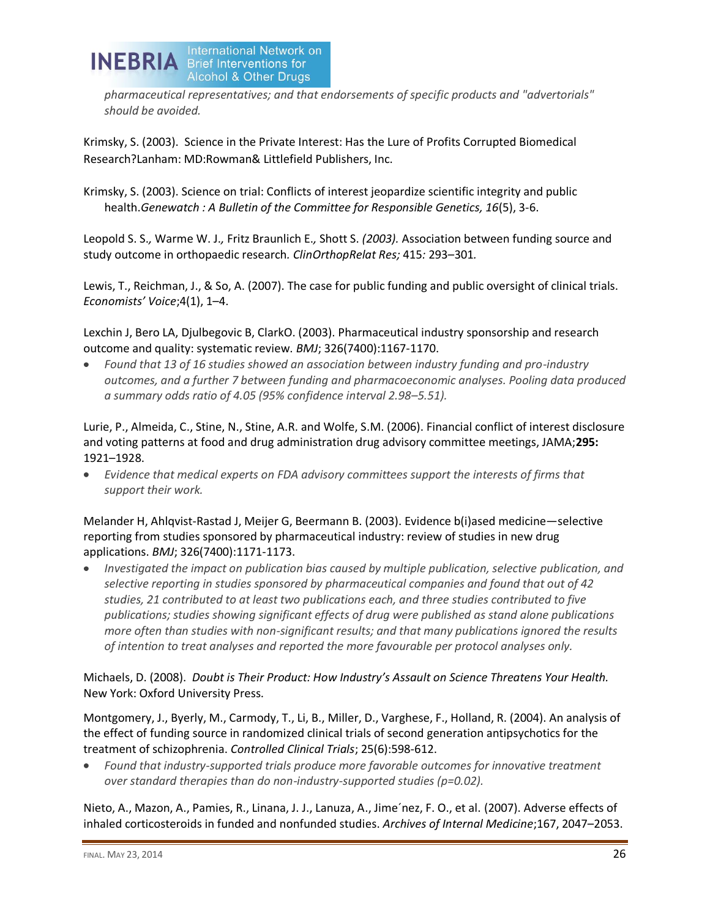*pharmaceutical representatives; and that endorsements of specific products and "advertorials" should be avoided.*

Krimsky, S. (2003). Science in the Private Interest: Has the Lure of Profits Corrupted Biomedical Research?Lanham: MD:Rowman& Littlefield Publishers, Inc.

Krimsky, S. (2003). Science on trial: Conflicts of interest jeopardize scientific integrity and public health.*Genewatch : A Bulletin of the Committee for Responsible Genetics, 16*(5), 3-6.

Leopold S. S.*,* Warme W. J.*,* Fritz Braunlich E.*,* Shott S. *(2003).* Association between funding source and study outcome in orthopaedic research*. ClinOrthopRelat Res;* 415*:* 293–301*.*

Lewis, T., Reichman, J., & So, A. (2007). The case for public funding and public oversight of clinical trials. *Economists' Voice*;4(1), 1–4.

Lexchin J, Bero LA, Djulbegovic B, ClarkO. (2003). Pharmaceutical industry sponsorship and research outcome and quality: systematic review. *BMJ*; 326(7400):1167-1170.

- *Found that 13 of 16 studies showed an association between industry funding and pro-industry outcomes, and a further 7 between funding and pharmacoeconomic analyses. Pooling data produced a summary odds ratio of 4.05 (95% confidence interval 2.98–5.51).*

Lurie, P., Almeida, C., Stine, N., Stine, A.R. and Wolfe, S.M. (2006). Financial conflict of interest disclosure and voting patterns at food and drug administration drug advisory committee meetings, JAMA;**295:** 1921–1928.

- *Evidence that medical experts on FDA advisory committees support the interests of firms that support their work.*

Melander H, Ahlqvist-Rastad J, Meijer G, Beermann B. (2003). Evidence b(i)ased medicine—selective reporting from studies sponsored by pharmaceutical industry: review of studies in new drug applications. *BMJ*; 326(7400):1171-1173.

- *Investigated the impact on publication bias caused by multiple publication, selective publication, and selective reporting in studies sponsored by pharmaceutical companies and found that out of 42 studies, 21 contributed to at least two publications each, and three studies contributed to five publications; studies showing significant effects of drug were published as stand alone publications more often than studies with non-significant results; and that many publications ignored the results of intention to treat analyses and reported the more favourable per protocol analyses only.*

Michaels, D. (2008). *Doubt is Their Product: How Industry's Assault on Science Threatens Your Health.* New York: Oxford University Press.

Montgomery, J., Byerly, M., Carmody, T., Li, B., Miller, D., Varghese, F., Holland, R. (2004). An analysis of the effect of funding source in randomized clinical trials of second generation antipsychotics for the treatment of schizophrenia. *Controlled Clinical Trials*; 25(6):598-612.

- *Found that industry-supported trials produce more favorable outcomes for innovative treatment over standard therapies than do non-industry-supported studies (p=0.02).*

Nieto, A., Mazon, A., Pamies, R., Linana, J. J., Lanuza, A., Jime´nez, F. O., et al. (2007). Adverse effects of inhaled corticosteroids in funded and nonfunded studies. *Archives of Internal Medicine*;167, 2047–2053.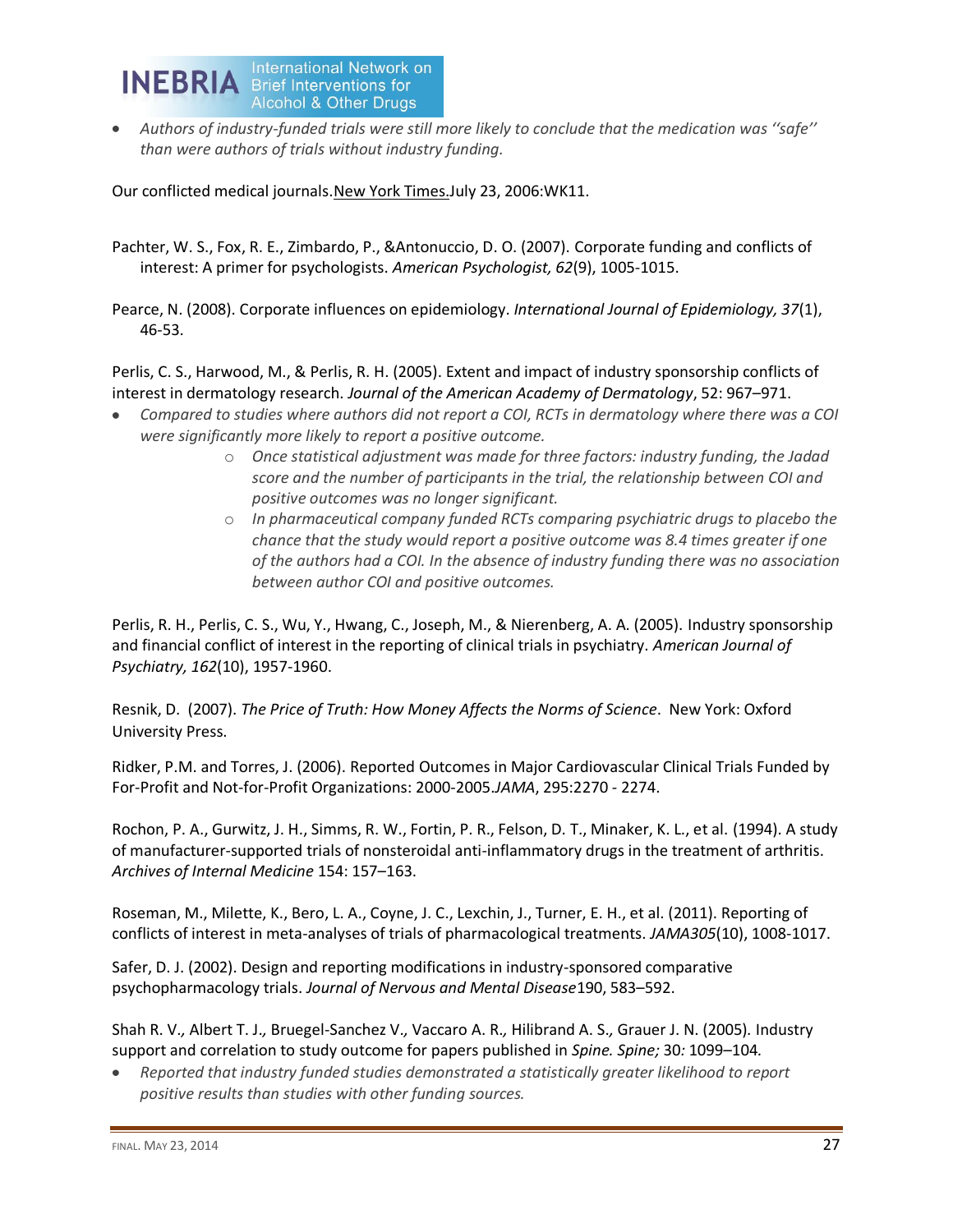- *Authors of industry-funded trials were still more likely to conclude that the medication was ''safe'' than were authors of trials without industry funding.*

Our conflicted medical journals.New York Times.July 23, 2006:WK11.

Pachter, W. S., Fox, R. E., Zimbardo, P., &Antonuccio, D. O. (2007). Corporate funding and conflicts of interest: A primer for psychologists. *American Psychologist, 62*(9), 1005-1015.

Pearce, N. (2008). Corporate influences on epidemiology. *International Journal of Epidemiology, 37*(1), 46-53.

Perlis, C. S., Harwood, M., & Perlis, R. H. (2005). Extent and impact of industry sponsorship conflicts of interest in dermatology research. *Journal of the American Academy of Dermatology*, 52: 967–971.

- *Compared to studies where authors did not report a COI, RCTs in dermatology where there was a COI were significantly more likely to report a positive outcome.*
    - *Once statistical adjustment was made for three factors: industry funding, the Jadad score and the number of participants in the trial, the relationship between COI and positive outcomes was no longer significant.*
    - *In pharmaceutical company funded RCTs comparing psychiatric drugs to placebo the chance that the study would report a positive outcome was 8.4 times greater if one of the authors had a COI. In the absence of industry funding there was no association between author COI and positive outcomes.*

Perlis, R. H., Perlis, C. S., Wu, Y., Hwang, C., Joseph, M., & Nierenberg, A. A. (2005). Industry sponsorship and financial conflict of interest in the reporting of clinical trials in psychiatry. *American Journal of Psychiatry, 162*(10), 1957-1960.

Resnik, D. (2007). *The Price of Truth: How Money Affects the Norms of Science*. New York: Oxford University Press.

Ridker, P.M. and Torres, J. (2006). Reported Outcomes in Major Cardiovascular Clinical Trials Funded by For-Profit and Not-for-Profit Organizations: 2000-2005.*JAMA*, 295:2270 - 2274.

Rochon, P. A., Gurwitz, J. H., Simms, R. W., Fortin, P. R., Felson, D. T., Minaker, K. L., et al. (1994). A study of manufacturer-supported trials of nonsteroidal anti-inflammatory drugs in the treatment of arthritis. *Archives of Internal Medicine* 154: 157–163.

Roseman, M., Milette, K., Bero, L. A., Coyne, J. C., Lexchin, J., Turner, E. H., et al. (2011). Reporting of conflicts of interest in meta-analyses of trials of pharmacological treatments. *JAMA305*(10), 1008-1017.

Safer, D. J. (2002). Design and reporting modifications in industry-sponsored comparative psychopharmacology trials. *Journal of Nervous and Mental Disease*190, 583–592.

Shah R. V., Albert T. J., Bruegel-Sanchez V., Vaccaro A. R., Hilibrand A. S., Grauer J. N. (2005). Industry support and correlation to study outcome for papers published in *Spine. Spine;* 30*:* 1099–104*.*

- *Reported that industry funded studies demonstrated a statistically greater likelihood to report positive results than studies with other funding sources.*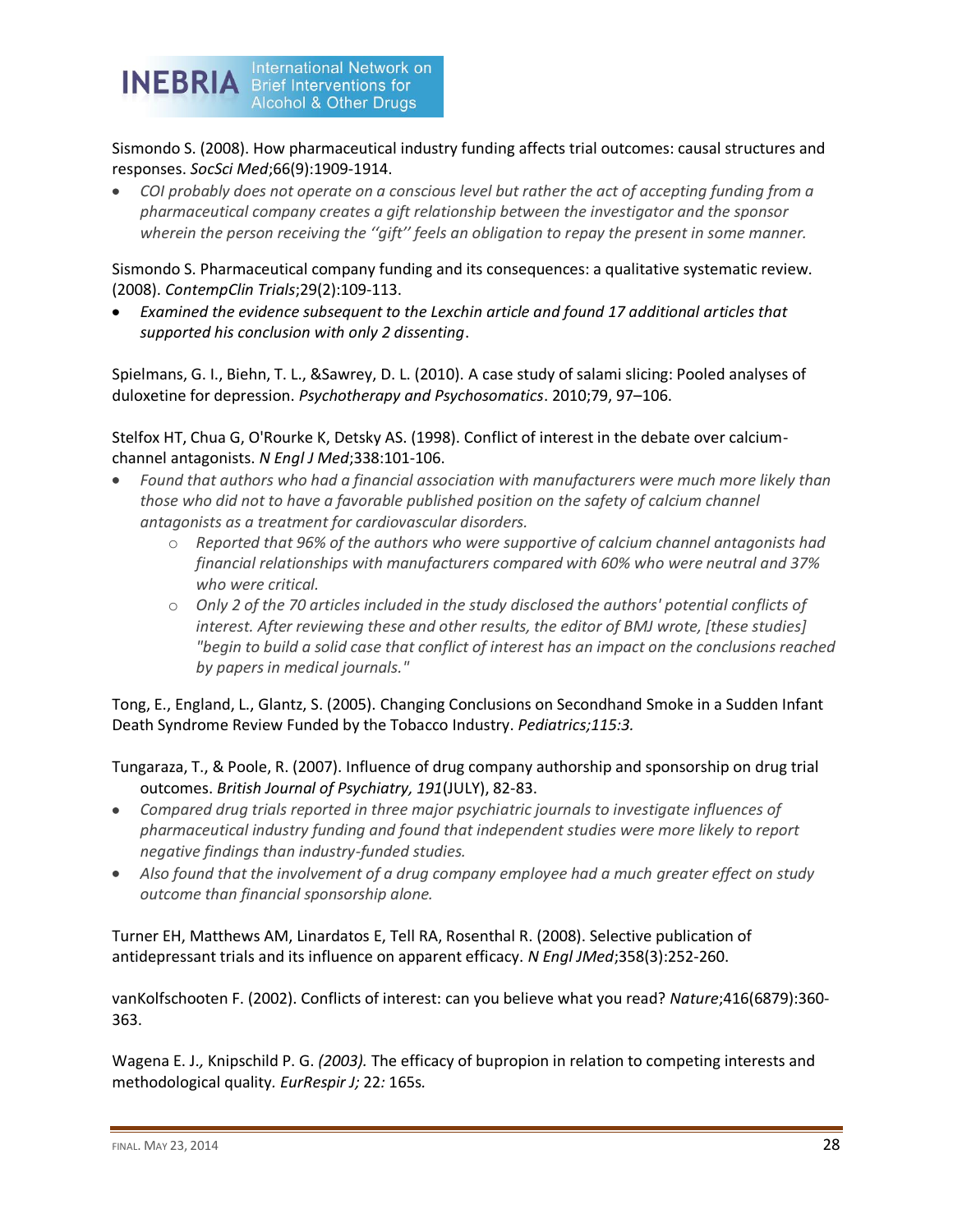Sismondo S. (2008). How pharmaceutical industry funding affects trial outcomes: causal structures and responses. *SocSci Med*;66(9):1909-1914.

- *COI probably does not operate on a conscious level but rather the act of accepting funding from a pharmaceutical company creates a gift relationship between the investigator and the sponsor wherein the person receiving the ''gift'' feels an obligation to repay the present in some manner.*

Sismondo S. Pharmaceutical company funding and its consequences: a qualitative systematic review. (2008). *ContempClin Trials*;29(2):109-113.

- *Examined the evidence subsequent to the Lexchin article and found 17 additional articles that supported his conclusion with only 2 dissenting*.

Spielmans, G. I., Biehn, T. L., &Sawrey, D. L. (2010). A case study of salami slicing: Pooled analyses of duloxetine for depression. *Psychotherapy and Psychosomatics*. 2010;79, 97–106.

Stelfox HT, Chua G, O'Rourke K, Detsky AS. (1998). Conflict of interest in the debate over calcium-channel antagonists. *N Engl J Med*;338:101-106.

- *Found that authors who had a financial association with manufacturers were much more likely than those who did not to have a favorable published position on the safety of calcium channel antagonists as a treatment for cardiovascular disorders.*
  - *Reported that 96% of the authors who were supportive of calcium channel antagonists had financial relationships with manufacturers compared with 60% who were neutral and 37% who were critical.*
  - *Only 2 of the 70 articles included in the study disclosed the authors' potential conflicts of interest. After reviewing these and other results, the editor of BMJ wrote, [these studies] "begin to build a solid case that conflict of interest has an impact on the conclusions reached by papers in medical journals."*

Tong, E., England, L., Glantz, S. (2005). Changing Conclusions on Secondhand Smoke in a Sudden Infant Death Syndrome Review Funded by the Tobacco Industry. *Pediatrics;115:3.*

Tungaraza, T., & Poole, R. (2007). Influence of drug company authorship and sponsorship on drug trial outcomes. *British Journal of Psychiatry, 191*(JULY), 82-83.

- *Compared drug trials reported in three major psychiatric journals to investigate influences of pharmaceutical industry funding and found that independent studies were more likely to report negative findings than industry-funded studies.*
- *Also found that the involvement of a drug company employee had a much greater effect on study outcome than financial sponsorship alone.*

Turner EH, Matthews AM, Linardatos E, Tell RA, Rosenthal R. (2008). Selective publication of antidepressant trials and its influence on apparent efficacy. *N Engl JMed*;358(3):252-260.

vanKolfschooten F. (2002). Conflicts of interest: can you believe what you read? *Nature*;416(6879):360-363.

Wagena E. J.*,* Knipschild P. G. *(2003).* The efficacy of bupropion in relation to competing interests and methodological quality. *EurRespir J;* 22*:* 165s*.*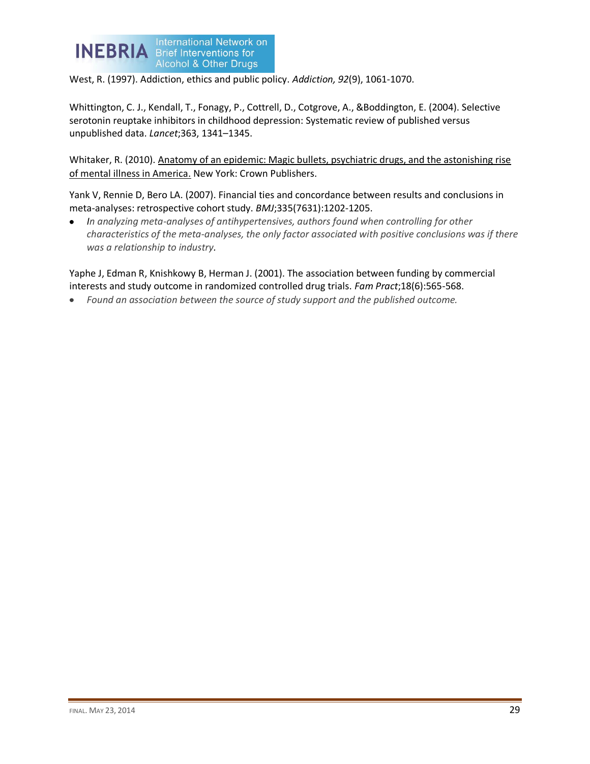West, R. (1997). Addiction, ethics and public policy. *Addiction, 92*(9), 1061-1070.

Whittington, C. J., Kendall, T., Fonagy, P., Cottrell, D., Cotgrove, A., &Boddington, E. (2004). Selective serotonin reuptake inhibitors in childhood depression: Systematic review of published versus unpublished data. *Lancet*;363, 1341–1345.

Whitaker, R. (2010). Anatomy of an epidemic: Magic bullets, psychiatric drugs, and the astonishing rise of mental illness in America. New York: Crown Publishers.

Yank V, Rennie D, Bero LA. (2007). Financial ties and concordance between results and conclusions in meta-analyses: retrospective cohort study. *BMJ*;335(7631):1202-1205.

- *In analyzing meta-analyses of antihypertensives, authors found when controlling for other characteristics of the meta-analyses, the only factor associated with positive conclusions was if there was a relationship to industry.*

Yaphe J, Edman R, Knishkowy B, Herman J. (2001). The association between funding by commercial interests and study outcome in randomized controlled drug trials. *Fam Pract*;18(6):565-568.

- *Found an association between the source of study support and the published outcome.*